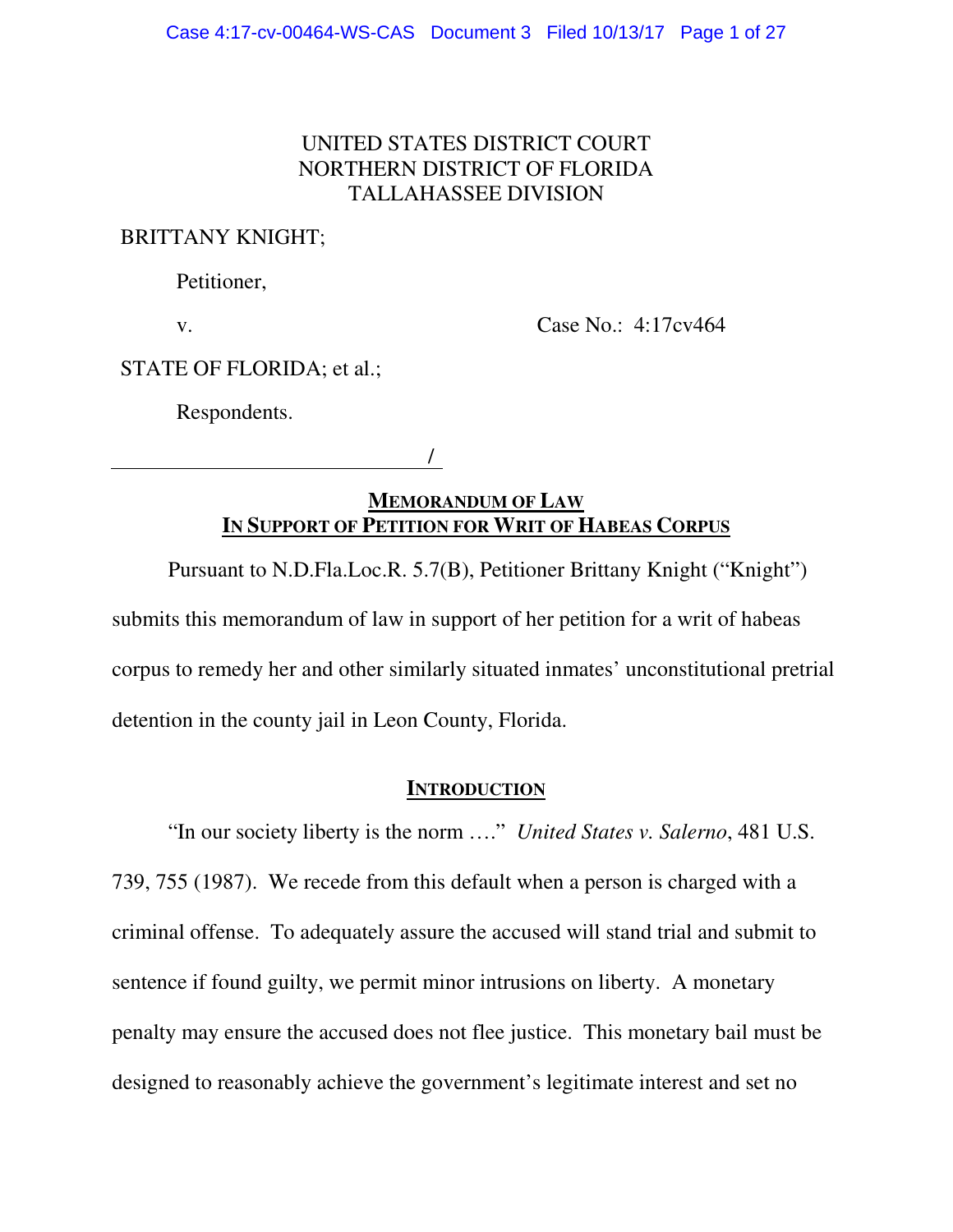UNITED STATES DISTRICT COURT
NORTHERN DISTRICT OF FLORIDA
TALLAHASSEE DIVISION

BRITTANY KNIGHT;

Petitioner,

v. Case No.: 4:17cv464

STATE OF FLORIDA; et al.;

Respondents.

_______________________________/

## MEMORANDUM OF LAW IN SUPPORT OF PETITION FOR WRIT OF HABEAS CORPUS

Pursuant to N.D.Fla.Loc.R. 5.7(B), Petitioner Brittany Knight ("Knight") submits this memorandum of law in support of her petition for a writ of habeas corpus to remedy her and other similarly situated inmates' unconstitutional pretrial detention in the county jail in Leon County, Florida.

## INTRODUCTION

"In our society liberty is the norm …." *United States v. Salerno*, 481 U.S. 739, 755 (1987). We recede from this default when a person is charged with a criminal offense. To adequately assure the accused will stand trial and submit to sentence if found guilty, we permit minor intrusions on liberty. A monetary penalty may ensure the accused does not flee justice. This monetary bail must be designed to reasonably achieve the government's legitimate interest and set no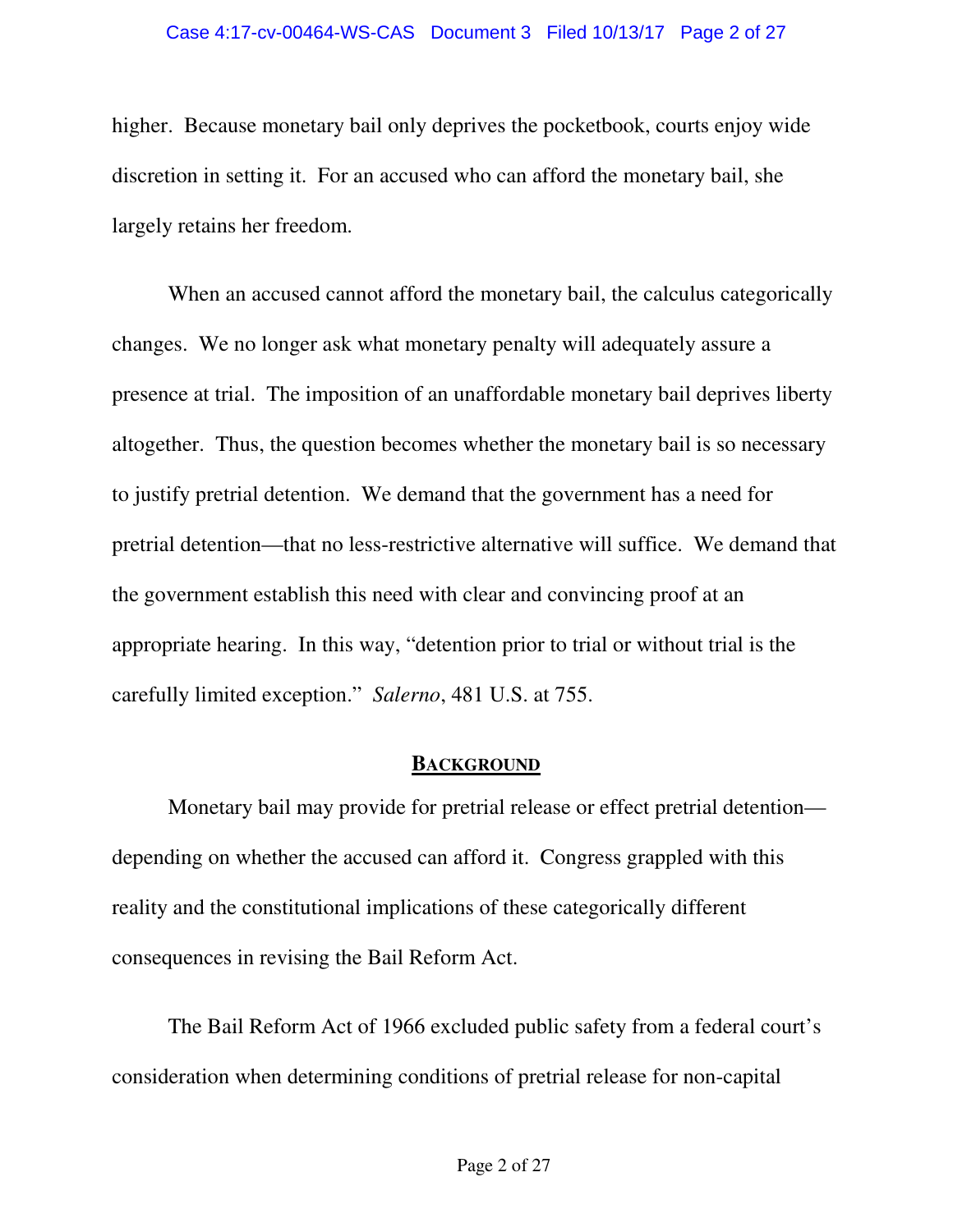higher. Because monetary bail only deprives the pocketbook, courts enjoy wide discretion in setting it. For an accused who can afford the monetary bail, she largely retains her freedom.

When an accused cannot afford the monetary bail, the calculus categorically changes. We no longer ask what monetary penalty will adequately assure a presence at trial. The imposition of an unaffordable monetary bail deprives liberty altogether. Thus, the question becomes whether the monetary bail is so necessary to justify pretrial detention. We demand that the government has a need for pretrial detention—that no less-restrictive alternative will suffice. We demand that the government establish this need with clear and convincing proof at an appropriate hearing. In this way, "detention prior to trial or without trial is the carefully limited exception." *Salerno*, 481 U.S. at 755.

## BACKGROUND

Monetary bail may provide for pretrial release or effect pretrial detention—depending on whether the accused can afford it. Congress grappled with this reality and the constitutional implications of these categorically different consequences in revising the Bail Reform Act.

The Bail Reform Act of 1966 excluded public safety from a federal court's consideration when determining conditions of pretrial release for non-capital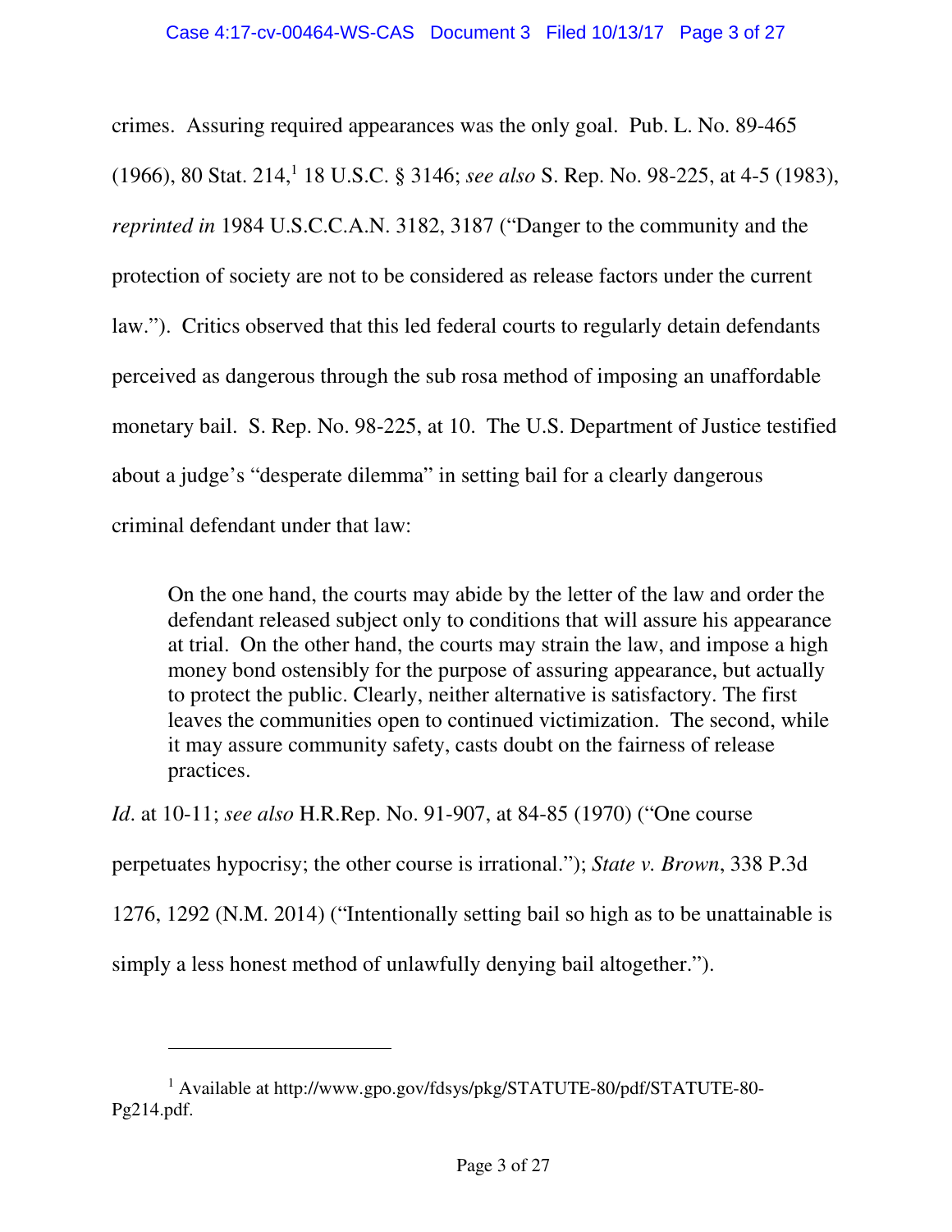crimes. Assuring required appearances was the only goal. Pub. L. No. 89-465 (1966), 80 Stat. 214,[1] 18 U.S.C. § 3146; *see also* S. Rep. No. 98-225, at 4-5 (1983), *reprinted in* 1984 U.S.C.C.A.N. 3182, 3187 ("Danger to the community and the protection of society are not to be considered as release factors under the current law."). Critics observed that this led federal courts to regularly detain defendants perceived as dangerous through the sub rosa method of imposing an unaffordable monetary bail. S. Rep. No. 98-225, at 10. The U.S. Department of Justice testified about a judge's "desperate dilemma" in setting bail for a clearly dangerous criminal defendant under that law:

> On the one hand, the courts may abide by the letter of the law and order the defendant released subject only to conditions that will assure his appearance at trial. On the other hand, the courts may strain the law, and impose a high money bond ostensibly for the purpose of assuring appearance, but actually to protect the public. Clearly, neither alternative is satisfactory. The first leaves the communities open to continued victimization. The second, while it may assure community safety, casts doubt on the fairness of release practices.

*Id*. at 10-11; *see also* H.R.Rep. No. 91-907, at 84-85 (1970) ("One course perpetuates hypocrisy; the other course is irrational."); *State v. Brown*, 338 P.3d 1276, 1292 (N.M. 2014) ("Intentionally setting bail so high as to be unattainable is simply a less honest method of unlawfully denying bail altogether.").

---

[1] Available at http://www.gpo.gov/fdsys/pkg/STATUTE-80/pdf/STATUTE-80-Pg214.pdf.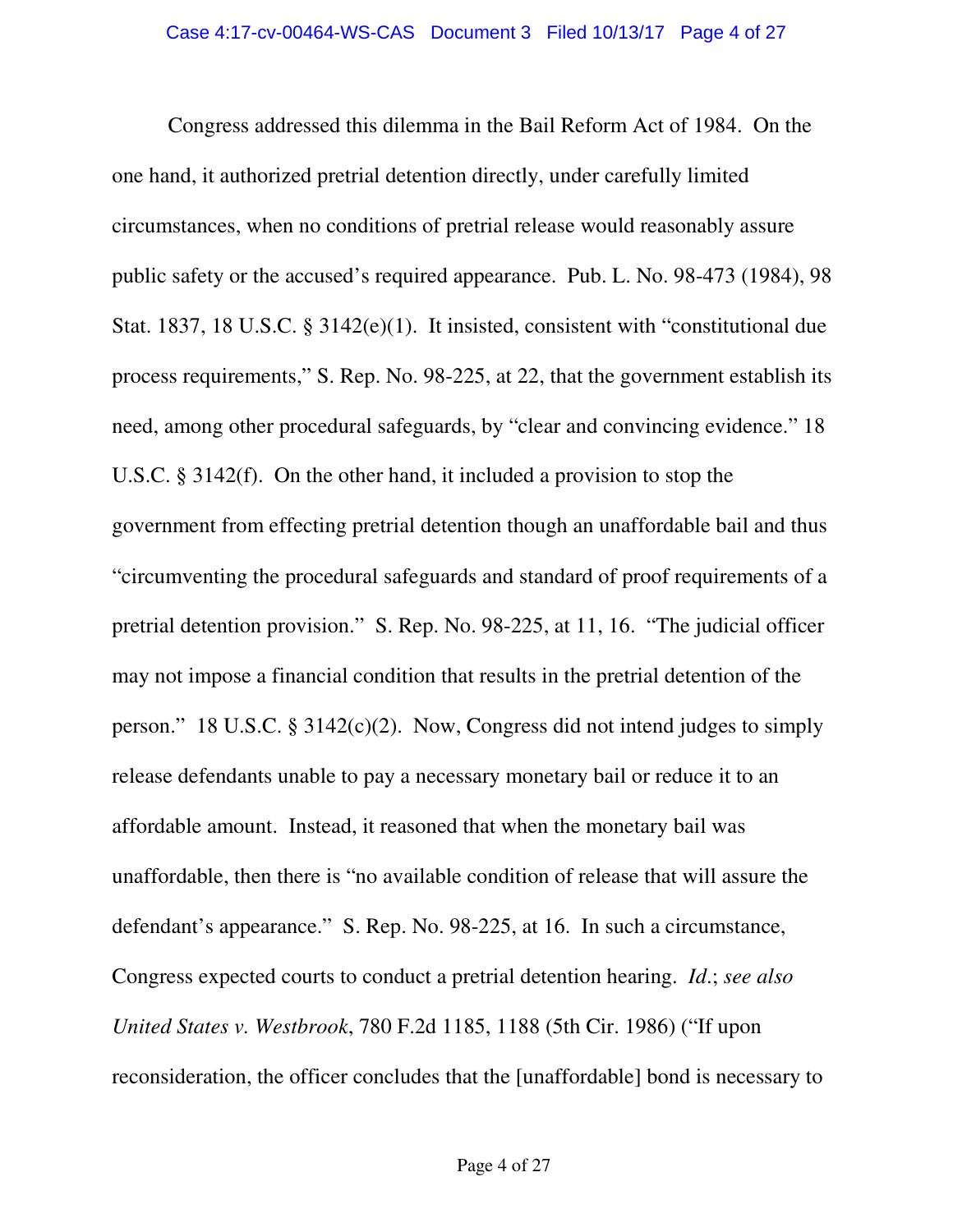Congress addressed this dilemma in the Bail Reform Act of 1984. On the one hand, it authorized pretrial detention directly, under carefully limited circumstances, when no conditions of pretrial release would reasonably assure public safety or the accused's required appearance. Pub. L. No. 98-473 (1984), 98 Stat. 1837, 18 U.S.C. § 3142(e)(1). It insisted, consistent with "constitutional due process requirements," S. Rep. No. 98-225, at 22, that the government establish its need, among other procedural safeguards, by "clear and convincing evidence." 18 U.S.C. § 3142(f). On the other hand, it included a provision to stop the government from effecting pretrial detention though an unaffordable bail and thus "circumventing the procedural safeguards and standard of proof requirements of a pretrial detention provision." S. Rep. No. 98-225, at 11, 16. "The judicial officer may not impose a financial condition that results in the pretrial detention of the person." 18 U.S.C. § 3142(c)(2). Now, Congress did not intend judges to simply release defendants unable to pay a necessary monetary bail or reduce it to an affordable amount. Instead, it reasoned that when the monetary bail was unaffordable, then there is "no available condition of release that will assure the defendant's appearance." S. Rep. No. 98-225, at 16. In such a circumstance, Congress expected courts to conduct a pretrial detention hearing. *Id.*; *see also United States v. Westbrook*, 780 F.2d 1185, 1188 (5th Cir. 1986) ("If upon reconsideration, the officer concludes that the [unaffordable] bond is necessary to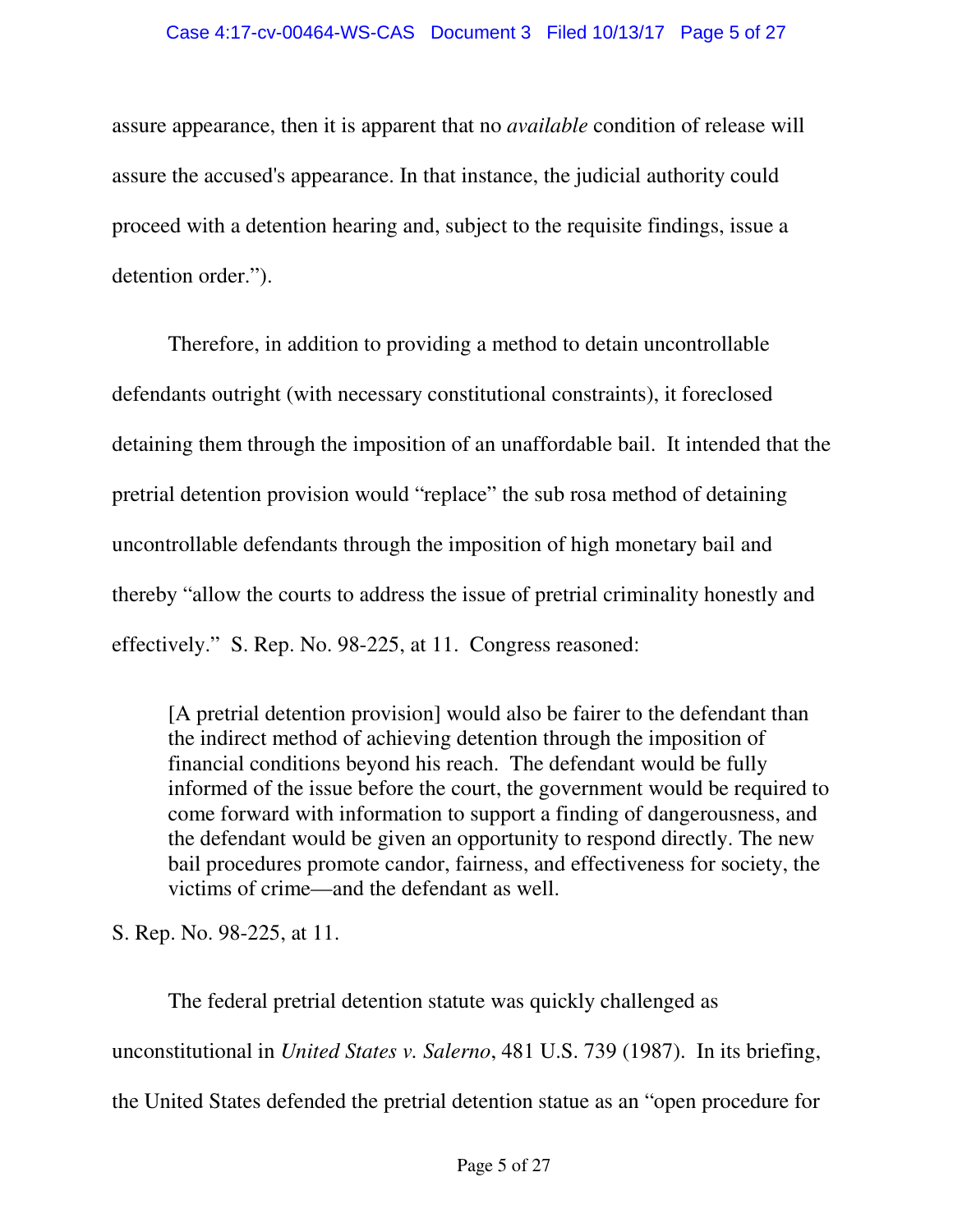assure appearance, then it is apparent that no *available* condition of release will assure the accused's appearance. In that instance, the judicial authority could proceed with a detention hearing and, subject to the requisite findings, issue a detention order.").

Therefore, in addition to providing a method to detain uncontrollable defendants outright (with necessary constitutional constraints), it foreclosed detaining them through the imposition of an unaffordable bail. It intended that the pretrial detention provision would "replace" the sub rosa method of detaining uncontrollable defendants through the imposition of high monetary bail and thereby "allow the courts to address the issue of pretrial criminality honestly and effectively." S. Rep. No. 98-225, at 11. Congress reasoned:

> [A pretrial detention provision] would also be fairer to the defendant than the indirect method of achieving detention through the imposition of financial conditions beyond his reach. The defendant would be fully informed of the issue before the court, the government would be required to come forward with information to support a finding of dangerousness, and the defendant would be given an opportunity to respond directly. The new bail procedures promote candor, fairness, and effectiveness for society, the victims of crime—and the defendant as well.

S. Rep. No. 98-225, at 11.

The federal pretrial detention statute was quickly challenged as unconstitutional in *United States v. Salerno*, 481 U.S. 739 (1987). In its briefing, the United States defended the pretrial detention statue as an "open procedure for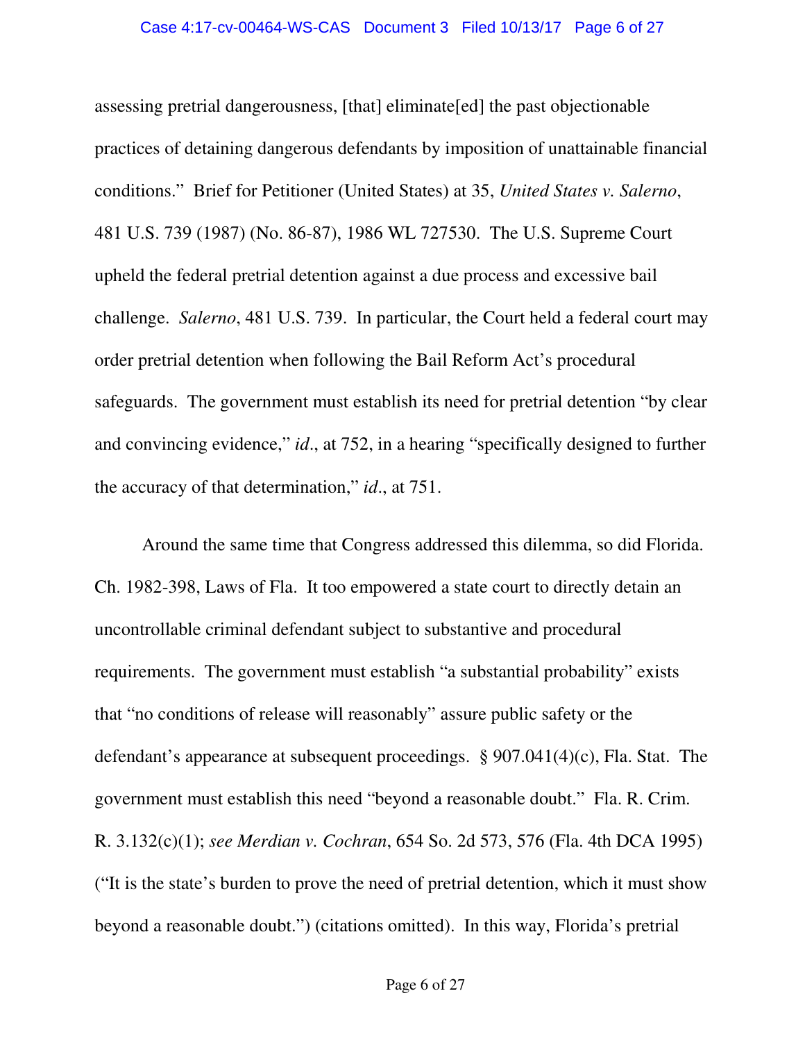assessing pretrial dangerousness, [that] eliminate[ed] the past objectionable practices of detaining dangerous defendants by imposition of unattainable financial conditions." Brief for Petitioner (United States) at 35, *United States v. Salerno*, 481 U.S. 739 (1987) (No. 86-87), 1986 WL 727530. The U.S. Supreme Court upheld the federal pretrial detention against a due process and excessive bail challenge. *Salerno*, 481 U.S. 739. In particular, the Court held a federal court may order pretrial detention when following the Bail Reform Act's procedural safeguards. The government must establish its need for pretrial detention "by clear and convincing evidence," *id*., at 752, in a hearing "specifically designed to further the accuracy of that determination," *id*., at 751.

Around the same time that Congress addressed this dilemma, so did Florida. Ch. 1982-398, Laws of Fla. It too empowered a state court to directly detain an uncontrollable criminal defendant subject to substantive and procedural requirements. The government must establish "a substantial probability" exists that "no conditions of release will reasonably" assure public safety or the defendant's appearance at subsequent proceedings. § 907.041(4)(c), Fla. Stat. The government must establish this need "beyond a reasonable doubt." Fla. R. Crim. R. 3.132(c)(1); *see Merdian v. Cochran*, 654 So. 2d 573, 576 (Fla. 4th DCA 1995) ("It is the state's burden to prove the need of pretrial detention, which it must show beyond a reasonable doubt.") (citations omitted). In this way, Florida's pretrial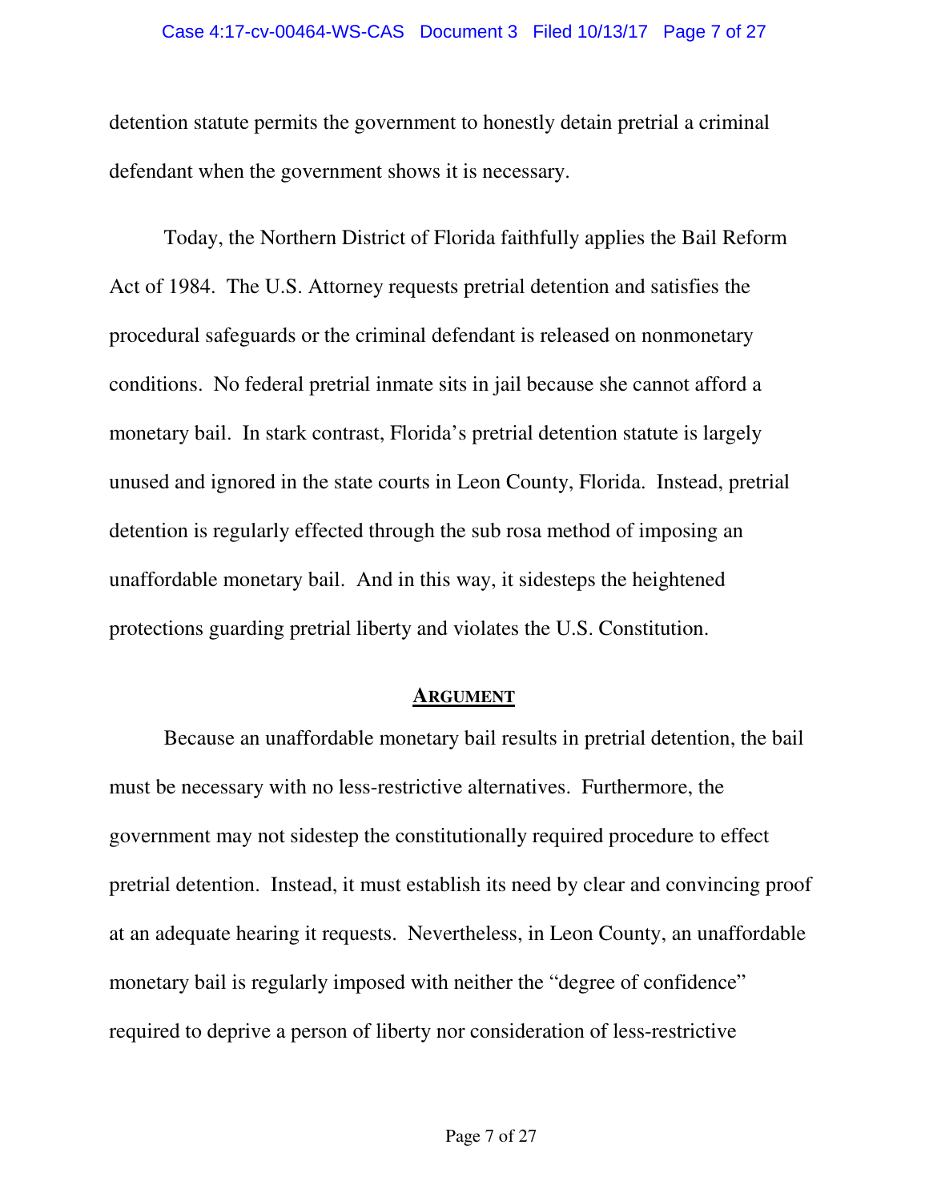detention statute permits the government to honestly detain pretrial a criminal defendant when the government shows it is necessary.

Today, the Northern District of Florida faithfully applies the Bail Reform Act of 1984. The U.S. Attorney requests pretrial detention and satisfies the procedural safeguards or the criminal defendant is released on nonmonetary conditions. No federal pretrial inmate sits in jail because she cannot afford a monetary bail. In stark contrast, Florida's pretrial detention statute is largely unused and ignored in the state courts in Leon County, Florida. Instead, pretrial detention is regularly effected through the sub rosa method of imposing an unaffordable monetary bail. And in this way, it sidesteps the heightened protections guarding pretrial liberty and violates the U.S. Constitution.

## ARGUMENT

Because an unaffordable monetary bail results in pretrial detention, the bail must be necessary with no less-restrictive alternatives. Furthermore, the government may not sidestep the constitutionally required procedure to effect pretrial detention. Instead, it must establish its need by clear and convincing proof at an adequate hearing it requests. Nevertheless, in Leon County, an unaffordable monetary bail is regularly imposed with neither the "degree of confidence" required to deprive a person of liberty nor consideration of less-restrictive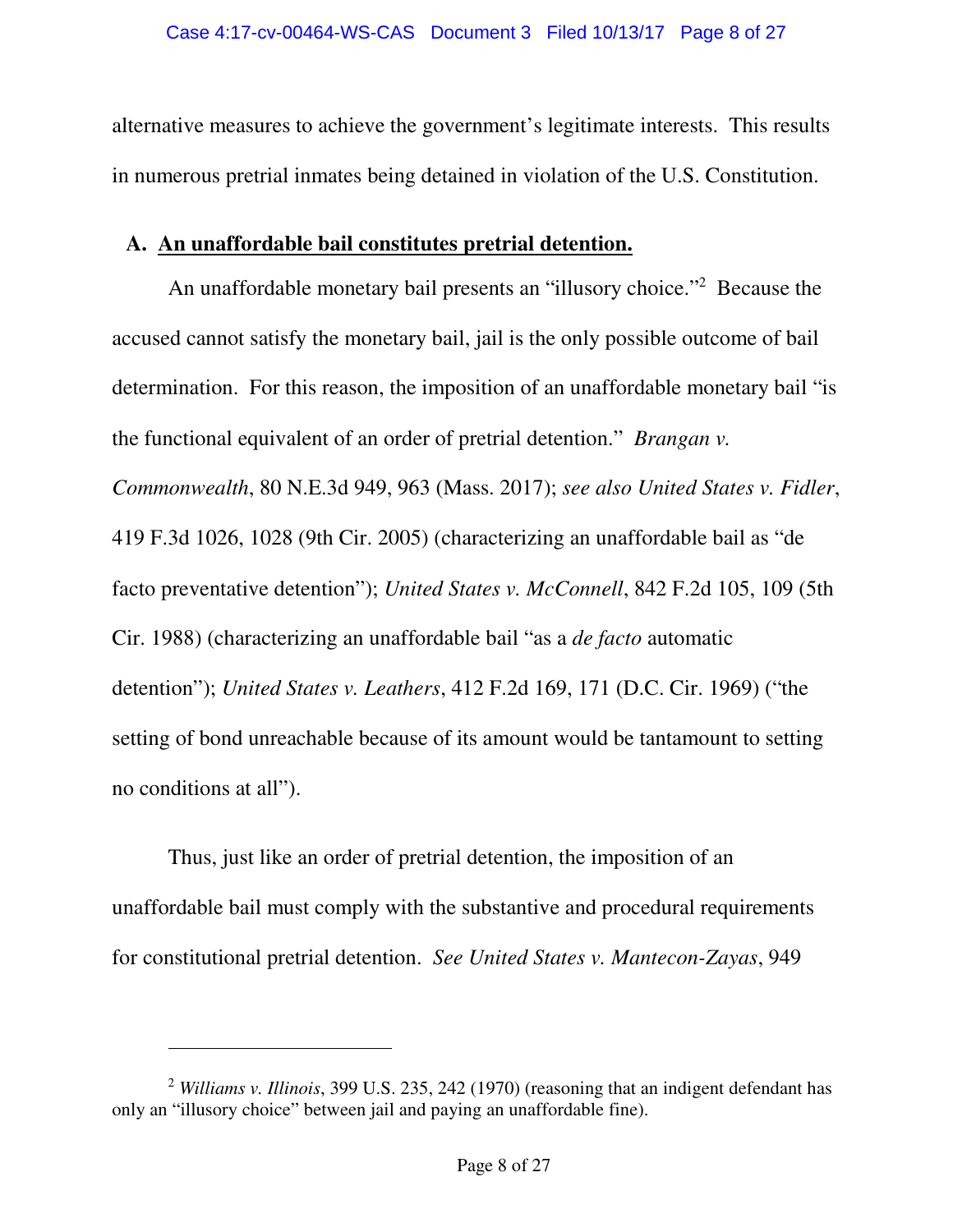alternative measures to achieve the government's legitimate interests. This results in numerous pretrial inmates being detained in violation of the U.S. Constitution.

### A. <u>An unaffordable bail constitutes pretrial detention.</u>

An unaffordable monetary bail presents an "illusory choice."[2] Because the accused cannot satisfy the monetary bail, jail is the only possible outcome of bail determination. For this reason, the imposition of an unaffordable monetary bail "is the functional equivalent of an order of pretrial detention." *Brangan v. Commonwealth*, 80 N.E.3d 949, 963 (Mass. 2017); *see also United States v. Fidler*, 419 F.3d 1026, 1028 (9th Cir. 2005) (characterizing an unaffordable bail as "de facto preventative detention"); *United States v. McConnell*, 842 F.2d 105, 109 (5th Cir. 1988) (characterizing an unaffordable bail "as a *de facto* automatic detention"); *United States v. Leathers*, 412 F.2d 169, 171 (D.C. Cir. 1969) ("the setting of bond unreachable because of its amount would be tantamount to setting no conditions at all").

Thus, just like an order of pretrial detention, the imposition of an unaffordable bail must comply with the substantive and procedural requirements for constitutional pretrial detention. *See United States v. Mantecon-Zayas*, 949

---

[2] *Williams v. Illinois*, 399 U.S. 235, 242 (1970) (reasoning that an indigent defendant has only an "illusory choice" between jail and paying an unaffordable fine).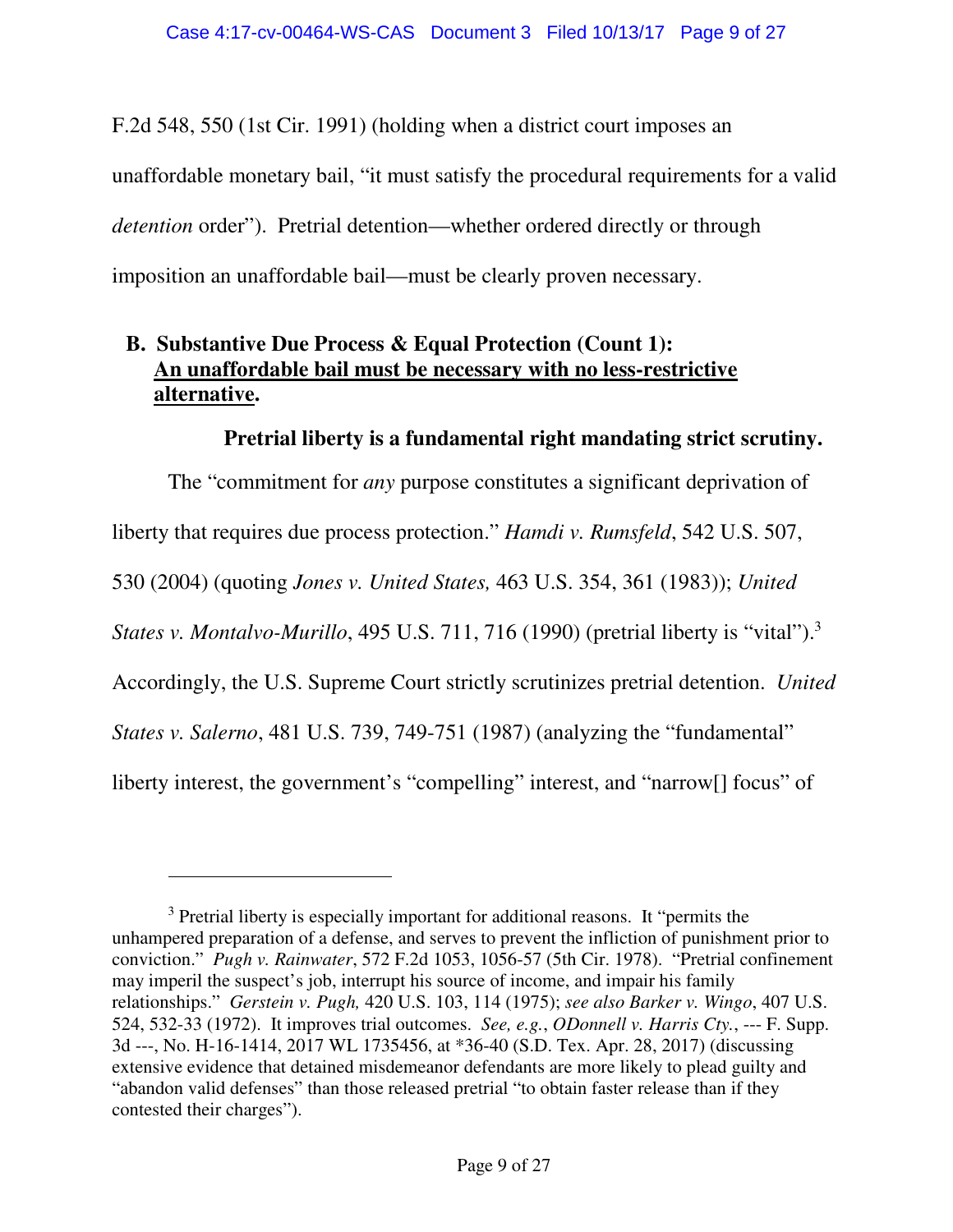F.2d 548, 550 (1st Cir. 1991) (holding when a district court imposes an unaffordable monetary bail, "it must satisfy the procedural requirements for a valid *detention* order"). Pretrial detention—whether ordered directly or through imposition an unaffordable bail—must be clearly proven necessary.

### B. Substantive Due Process & Equal Protection (Count 1): <u>An unaffordable bail must be necessary with no less-restrictive alternative</u>.

**Pretrial liberty is a fundamental right mandating strict scrutiny.**

The "commitment for *any* purpose constitutes a significant deprivation of liberty that requires due process protection." *Hamdi v. Rumsfeld*, 542 U.S. 507, 530 (2004) (quoting *Jones v. United States,* 463 U.S. 354, 361 (1983)); *United States v. Montalvo-Murillo*, 495 U.S. 711, 716 (1990) (pretrial liberty is "vital").[3] Accordingly, the U.S. Supreme Court strictly scrutinizes pretrial detention. *United States v. Salerno*, 481 U.S. 739, 749-751 (1987) (analyzing the "fundamental" liberty interest, the government's "compelling" interest, and "narrow[] focus" of

---

[3] Pretrial liberty is especially important for additional reasons. It "permits the unhampered preparation of a defense, and serves to prevent the infliction of punishment prior to conviction." *Pugh v. Rainwater*, 572 F.2d 1053, 1056-57 (5th Cir. 1978). "Pretrial confinement may imperil the suspect's job, interrupt his source of income, and impair his family relationships." *Gerstein v. Pugh,* 420 U.S. 103, 114 (1975); *see also Barker v. Wingo*, 407 U.S. 524, 532-33 (1972). It improves trial outcomes. *See, e.g.*, *ODonnell v. Harris Cty.*, --- F. Supp. 3d ---, No. H-16-1414, 2017 WL 1735456, at *36-40 (S.D. Tex. Apr. 28, 2017) (discussing extensive evidence that detained misdemeanor defendants are more likely to plead guilty and "abandon valid defenses" than those released pretrial "to obtain faster release than if they contested their charges").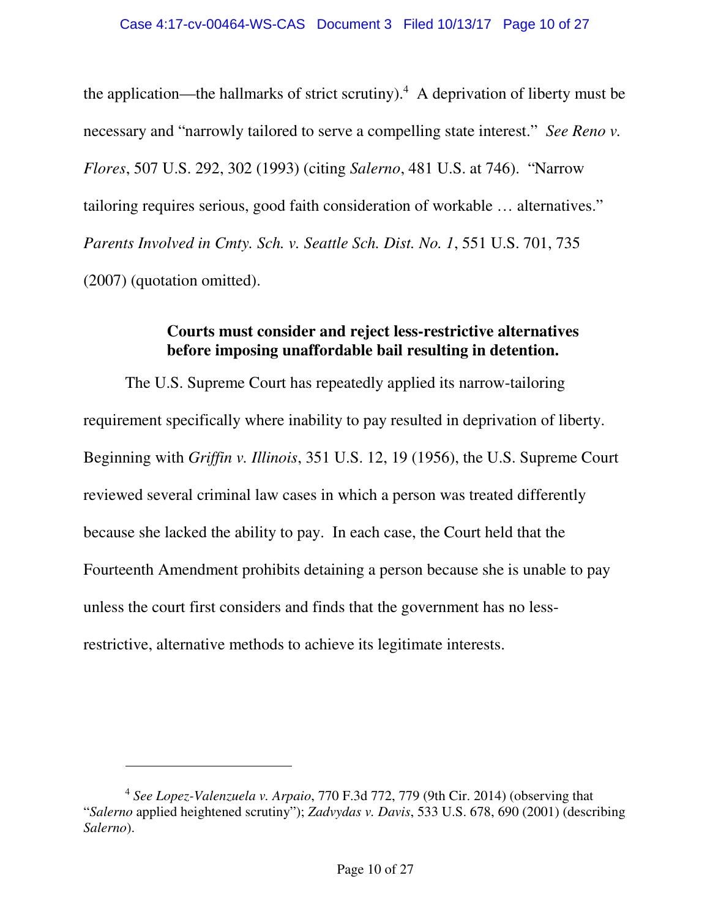the application—the hallmarks of strict scrutiny).[4] A deprivation of liberty must be necessary and "narrowly tailored to serve a compelling state interest." *See Reno v. Flores*, 507 U.S. 292, 302 (1993) (citing *Salerno*, 481 U.S. at 746). "Narrow tailoring requires serious, good faith consideration of workable … alternatives." *Parents Involved in Cmty. Sch. v. Seattle Sch. Dist. No. 1*, 551 U.S. 701, 735 (2007) (quotation omitted).

**Courts must consider and reject less-restrictive alternatives before imposing unaffordable bail resulting in detention.**

The U.S. Supreme Court has repeatedly applied its narrow-tailoring requirement specifically where inability to pay resulted in deprivation of liberty. Beginning with *Griffin v. Illinois*, 351 U.S. 12, 19 (1956), the U.S. Supreme Court reviewed several criminal law cases in which a person was treated differently because she lacked the ability to pay. In each case, the Court held that the Fourteenth Amendment prohibits detaining a person because she is unable to pay unless the court first considers and finds that the government has no less-restrictive, alternative methods to achieve its legitimate interests.

---

[4] *See Lopez-Valenzuela v. Arpaio*, 770 F.3d 772, 779 (9th Cir. 2014) (observing that "*Salerno* applied heightened scrutiny"); *Zadvydas v. Davis*, 533 U.S. 678, 690 (2001) (describing *Salerno*).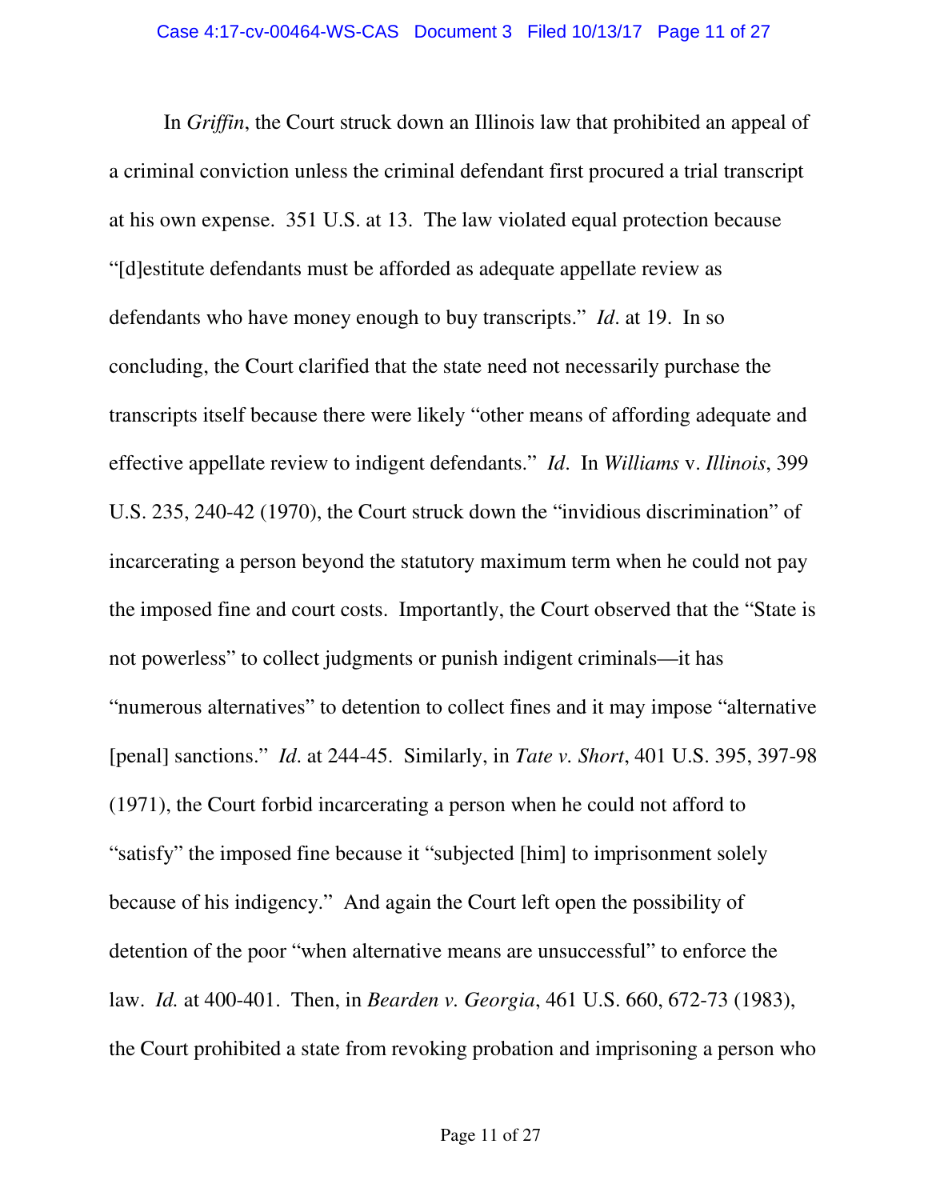In *Griffin*, the Court struck down an Illinois law that prohibited an appeal of a criminal conviction unless the criminal defendant first procured a trial transcript at his own expense. 351 U.S. at 13. The law violated equal protection because "[d]estitute defendants must be afforded as adequate appellate review as defendants who have money enough to buy transcripts." *Id*. at 19. In so concluding, the Court clarified that the state need not necessarily purchase the transcripts itself because there were likely "other means of affording adequate and effective appellate review to indigent defendants." *Id*. In *Williams* v. *Illinois*, 399 U.S. 235, 240-42 (1970), the Court struck down the "invidious discrimination" of incarcerating a person beyond the statutory maximum term when he could not pay the imposed fine and court costs. Importantly, the Court observed that the "State is not powerless" to collect judgments or punish indigent criminals—it has "numerous alternatives" to detention to collect fines and it may impose "alternative [penal] sanctions." *Id*. at 244-45. Similarly, in *Tate v. Short*, 401 U.S. 395, 397-98 (1971), the Court forbid incarcerating a person when he could not afford to "satisfy" the imposed fine because it "subjected [him] to imprisonment solely because of his indigency." And again the Court left open the possibility of detention of the poor "when alternative means are unsuccessful" to enforce the law. *Id.* at 400-401. Then, in *Bearden v. Georgia*, 461 U.S. 660, 672-73 (1983), the Court prohibited a state from revoking probation and imprisoning a person who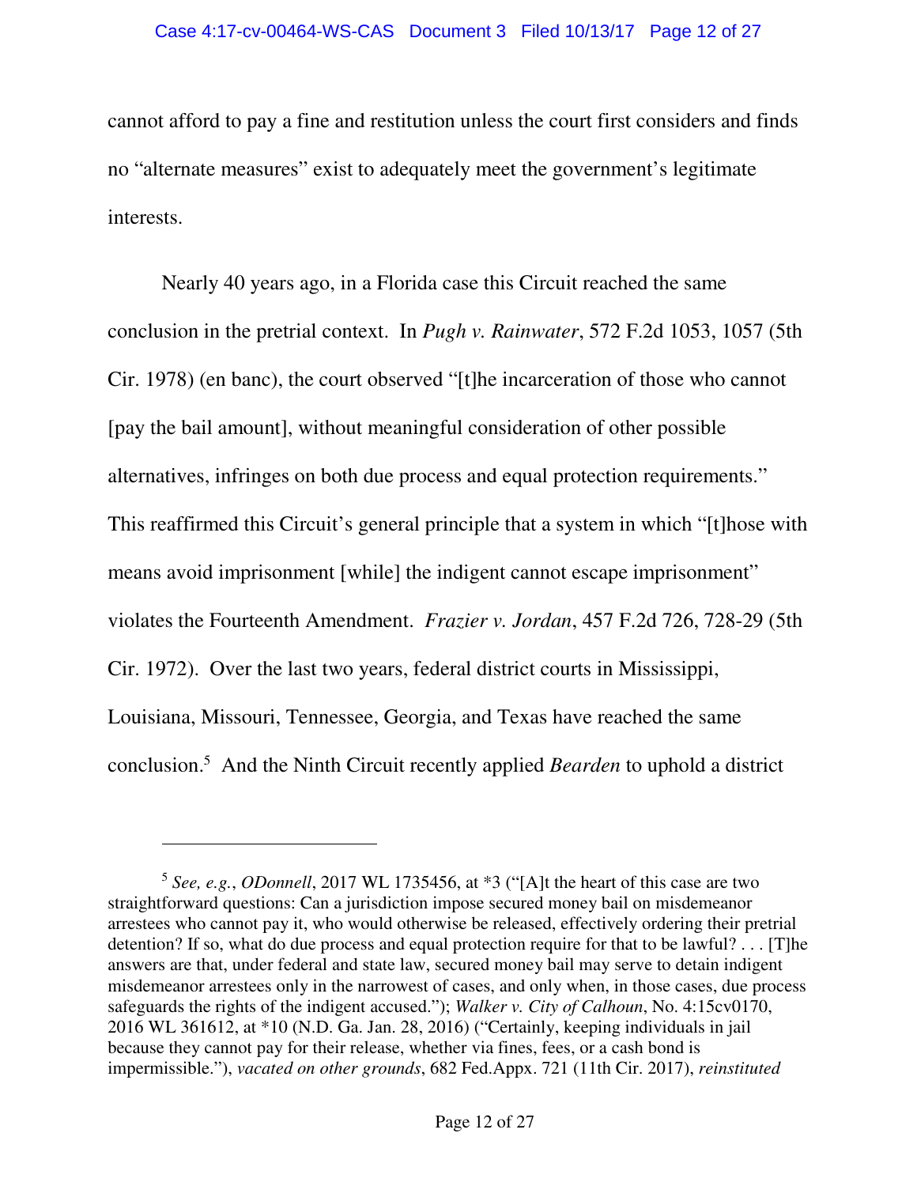cannot afford to pay a fine and restitution unless the court first considers and finds no "alternate measures" exist to adequately meet the government's legitimate interests.

Nearly 40 years ago, in a Florida case this Circuit reached the same conclusion in the pretrial context. In *Pugh v. Rainwater*, 572 F.2d 1053, 1057 (5th Cir. 1978) (en banc), the court observed "[t]he incarceration of those who cannot [pay the bail amount], without meaningful consideration of other possible alternatives, infringes on both due process and equal protection requirements." This reaffirmed this Circuit's general principle that a system in which "[t]hose with means avoid imprisonment [while] the indigent cannot escape imprisonment" violates the Fourteenth Amendment. *Frazier v. Jordan*, 457 F.2d 726, 728-29 (5th Cir. 1972). Over the last two years, federal district courts in Mississippi, Louisiana, Missouri, Tennessee, Georgia, and Texas have reached the same conclusion.[5] And the Ninth Circuit recently applied *Bearden* to uphold a district

---

[5] *See, e.g.*, *ODonnell*, 2017 WL 1735456, at *3 ("[A]t the heart of this case are two straightforward questions: Can a jurisdiction impose secured money bail on misdemeanor arrestees who cannot pay it, who would otherwise be released, effectively ordering their pretrial detention? If so, what do due process and equal protection require for that to be lawful? . . . [T]he answers are that, under federal and state law, secured money bail may serve to detain indigent misdemeanor arrestees only in the narrowest of cases, and only when, in those cases, due process safeguards the rights of the indigent accused."); *Walker v. City of Calhoun*, No. 4:15cv0170, 2016 WL 361612, at *10 (N.D. Ga. Jan. 28, 2016) ("Certainly, keeping individuals in jail because they cannot pay for their release, whether via fines, fees, or a cash bond is impermissible."), *vacated on other grounds*, 682 Fed.Appx. 721 (11th Cir. 2017), *reinstituted*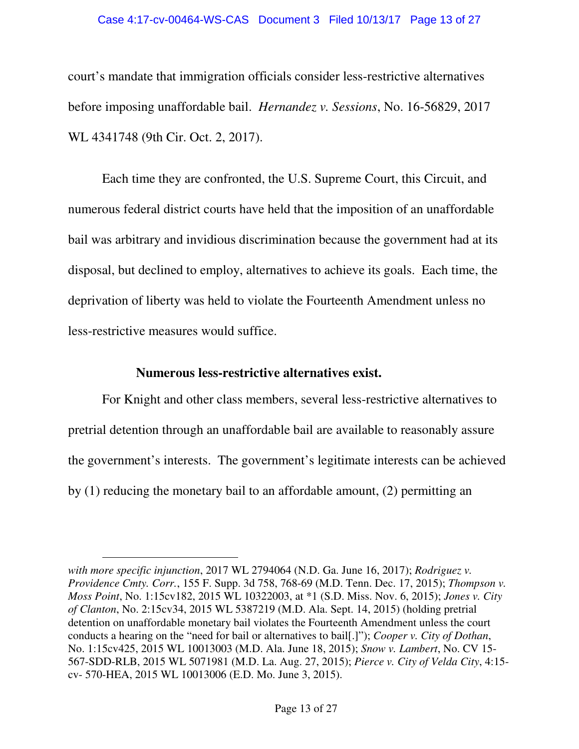court's mandate that immigration officials consider less-restrictive alternatives before imposing unaffordable bail. *Hernandez v. Sessions*, No. 16-56829, 2017 WL 4341748 (9th Cir. Oct. 2, 2017).

Each time they are confronted, the U.S. Supreme Court, this Circuit, and numerous federal district courts have held that the imposition of an unaffordable bail was arbitrary and invidious discrimination because the government had at its disposal, but declined to employ, alternatives to achieve its goals. Each time, the deprivation of liberty was held to violate the Fourteenth Amendment unless no less-restrictive measures would suffice.

**Numerous less-restrictive alternatives exist.**

For Knight and other class members, several less-restrictive alternatives to pretrial detention through an unaffordable bail are available to reasonably assure the government's interests. The government's legitimate interests can be achieved by (1) reducing the monetary bail to an affordable amount, (2) permitting an

---

*with more specific injunction*, 2017 WL 2794064 (N.D. Ga. June 16, 2017); *Rodriguez v. Providence Cmty. Corr.*, 155 F. Supp. 3d 758, 768-69 (M.D. Tenn. Dec. 17, 2015); *Thompson v. Moss Point*, No. 1:15cv182, 2015 WL 10322003, at *1 (S.D. Miss. Nov. 6, 2015); *Jones v. City of Clanton*, No. 2:15cv34, 2015 WL 5387219 (M.D. Ala. Sept. 14, 2015) (holding pretrial detention on unaffordable monetary bail violates the Fourteenth Amendment unless the court conducts a hearing on the "need for bail or alternatives to bail[.]"); *Cooper v. City of Dothan*, No. 1:15cv425, 2015 WL 10013003 (M.D. Ala. June 18, 2015); *Snow v. Lambert*, No. CV 15-567-SDD-RLB, 2015 WL 5071981 (M.D. La. Aug. 27, 2015); *Pierce v. City of Velda City*, 4:15-cv- 570-HEA, 2015 WL 10013006 (E.D. Mo. June 3, 2015).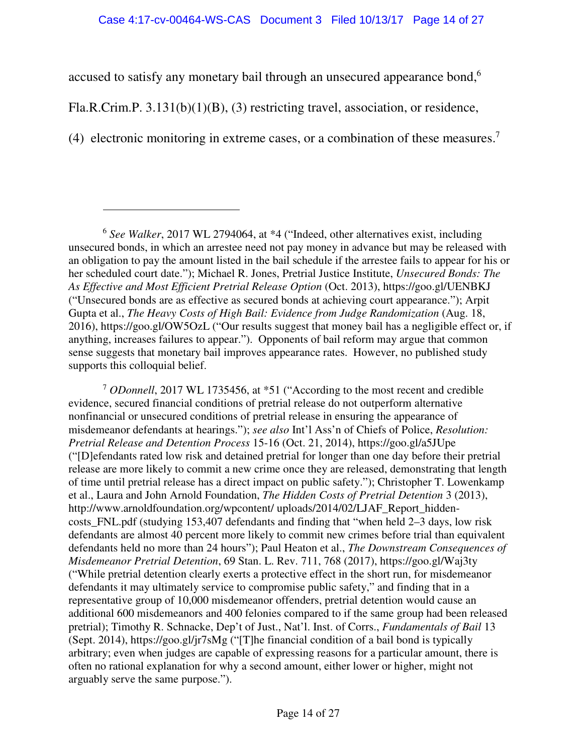accused to satisfy any monetary bail through an unsecured appearance bond,[6] Fla.R.Crim.P. 3.131(b)(1)(B), (3) restricting travel, association, or residence, (4) electronic monitoring in extreme cases, or a combination of these measures.[7]

---

[6] *See Walker*, 2017 WL 2794064, at *4 ("Indeed, other alternatives exist, including unsecured bonds, in which an arrestee need not pay money in advance but may be released with an obligation to pay the amount listed in the bail schedule if the arrestee fails to appear for his or her scheduled court date."); Michael R. Jones, Pretrial Justice Institute, *Unsecured Bonds: The As Effective and Most Efficient Pretrial Release Option* (Oct. 2013), https://goo.gl/UENBKJ ("Unsecured bonds are as effective as secured bonds at achieving court appearance."); Arpit Gupta et al., *The Heavy Costs of High Bail: Evidence from Judge Randomization* (Aug. 18, 2016), https://goo.gl/OW5OzL ("Our results suggest that money bail has a negligible effect or, if anything, increases failures to appear."). Opponents of bail reform may argue that common sense suggests that monetary bail improves appearance rates. However, no published study supports this colloquial belief.

[7] *ODonnell*, 2017 WL 1735456, at *51 ("According to the most recent and credible evidence, secured financial conditions of pretrial release do not outperform alternative nonfinancial or unsecured conditions of pretrial release in ensuring the appearance of misdemeanor defendants at hearings."); *see also* Int'l Ass'n of Chiefs of Police, *Resolution: Pretrial Release and Detention Process* 15-16 (Oct. 21, 2014), https://goo.gl/a5JUpe ("[D]efendants rated low risk and detained pretrial for longer than one day before their pretrial release are more likely to commit a new crime once they are released, demonstrating that length of time until pretrial release has a direct impact on public safety."); Christopher T. Lowenkamp et al., Laura and John Arnold Foundation, *The Hidden Costs of Pretrial Detention* 3 (2013), http://www.arnoldfoundation.org/wpcontent/ uploads/2014/02/LJAF_Report_hidden-costs_FNL.pdf (studying 153,407 defendants and finding that "when held 2–3 days, low risk defendants are almost 40 percent more likely to commit new crimes before trial than equivalent defendants held no more than 24 hours"); Paul Heaton et al., *The Downstream Consequences of Misdemeanor Pretrial Detention*, 69 Stan. L. Rev. 711, 768 (2017), https://goo.gl/Waj3ty ("While pretrial detention clearly exerts a protective effect in the short run, for misdemeanor defendants it may ultimately service to compromise public safety," and finding that in a representative group of 10,000 misdemeanor offenders, pretrial detention would cause an additional 600 misdemeanors and 400 felonies compared to if the same group had been released pretrial); Timothy R. Schnacke, Dep't of Just., Nat'l. Inst. of Corrs., *Fundamentals of Bail* 13 (Sept. 2014), https://goo.gl/jr7sMg ("[T]he financial condition of a bail bond is typically arbitrary; even when judges are capable of expressing reasons for a particular amount, there is often no rational explanation for why a second amount, either lower or higher, might not arguably serve the same purpose.").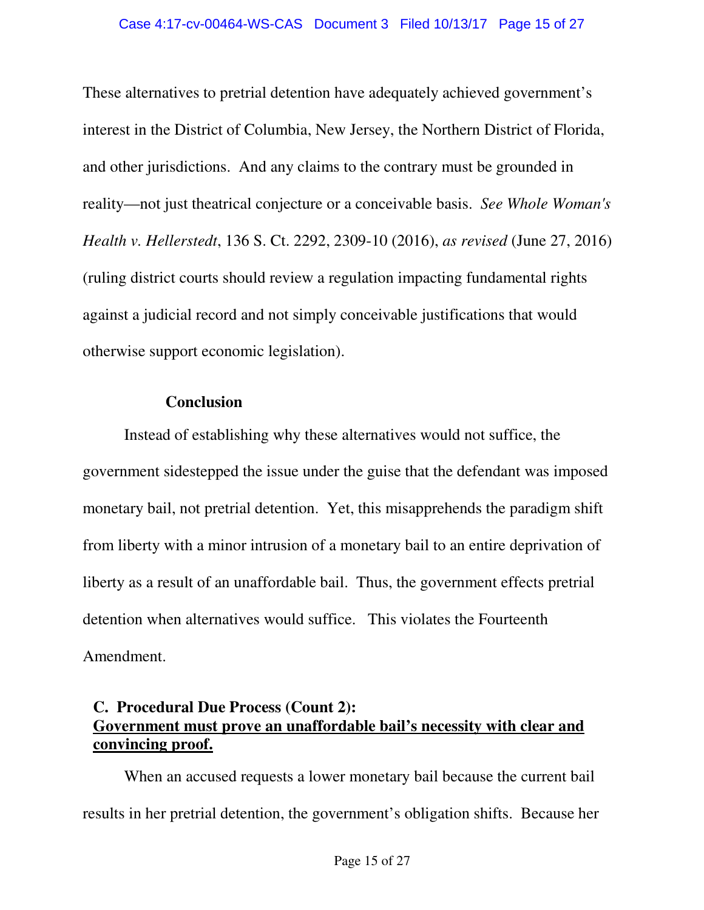These alternatives to pretrial detention have adequately achieved government's interest in the District of Columbia, New Jersey, the Northern District of Florida, and other jurisdictions. And any claims to the contrary must be grounded in reality—not just theatrical conjecture or a conceivable basis. *See Whole Woman's Health v. Hellerstedt*, 136 S. Ct. 2292, 2309-10 (2016), *as revised* (June 27, 2016) (ruling district courts should review a regulation impacting fundamental rights against a judicial record and not simply conceivable justifications that would otherwise support economic legislation).

**Conclusion**

Instead of establishing why these alternatives would not suffice, the government sidestepped the issue under the guise that the defendant was imposed monetary bail, not pretrial detention. Yet, this misapprehends the paradigm shift from liberty with a minor intrusion of a monetary bail to an entire deprivation of liberty as a result of an unaffordable bail. Thus, the government effects pretrial detention when alternatives would suffice. This violates the Fourteenth Amendment.

### C. Procedural Due Process (Count 2): <u>Government must prove an unaffordable bail's necessity with clear and convincing proof.</u>

When an accused requests a lower monetary bail because the current bail results in her pretrial detention, the government's obligation shifts. Because her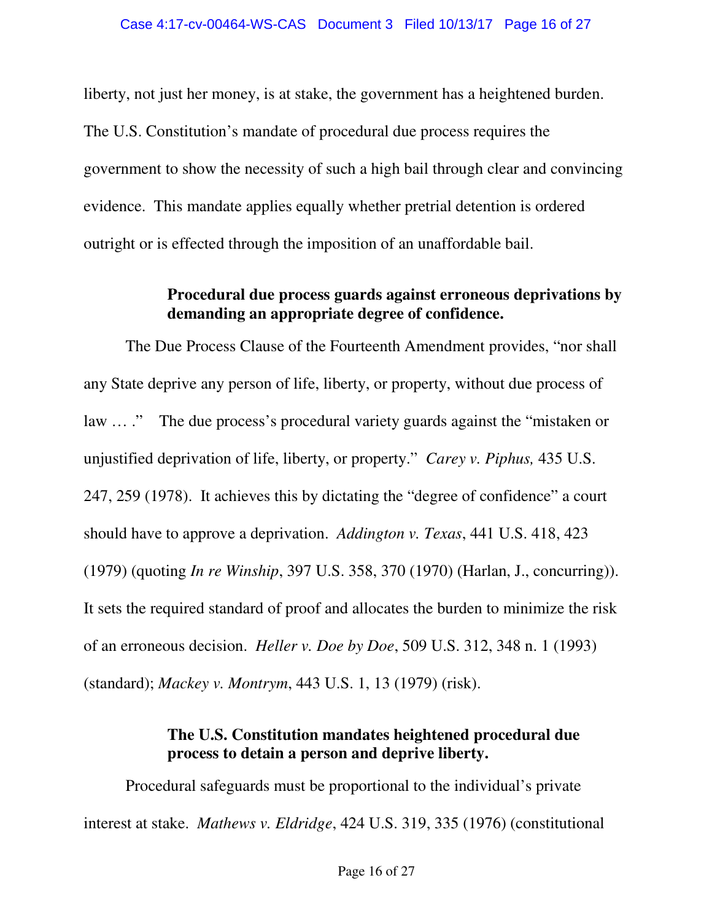liberty, not just her money, is at stake, the government has a heightened burden. The U.S. Constitution's mandate of procedural due process requires the government to show the necessity of such a high bail through clear and convincing evidence. This mandate applies equally whether pretrial detention is ordered outright or is effected through the imposition of an unaffordable bail.

**Procedural due process guards against erroneous deprivations by demanding an appropriate degree of confidence.**

The Due Process Clause of the Fourteenth Amendment provides, "nor shall any State deprive any person of life, liberty, or property, without due process of law … ." The due process's procedural variety guards against the "mistaken or unjustified deprivation of life, liberty, or property." *Carey v. Piphus,* 435 U.S. 247, 259 (1978). It achieves this by dictating the "degree of confidence" a court should have to approve a deprivation. *Addington v. Texas*, 441 U.S. 418, 423 (1979) (quoting *In re Winship*, 397 U.S. 358, 370 (1970) (Harlan, J., concurring)). It sets the required standard of proof and allocates the burden to minimize the risk of an erroneous decision. *Heller v. Doe by Doe*, 509 U.S. 312, 348 n. 1 (1993) (standard); *Mackey v. Montrym*, 443 U.S. 1, 13 (1979) (risk).

**The U.S. Constitution mandates heightened procedural due process to detain a person and deprive liberty.**

Procedural safeguards must be proportional to the individual's private interest at stake. *Mathews v. Eldridge*, 424 U.S. 319, 335 (1976) (constitutional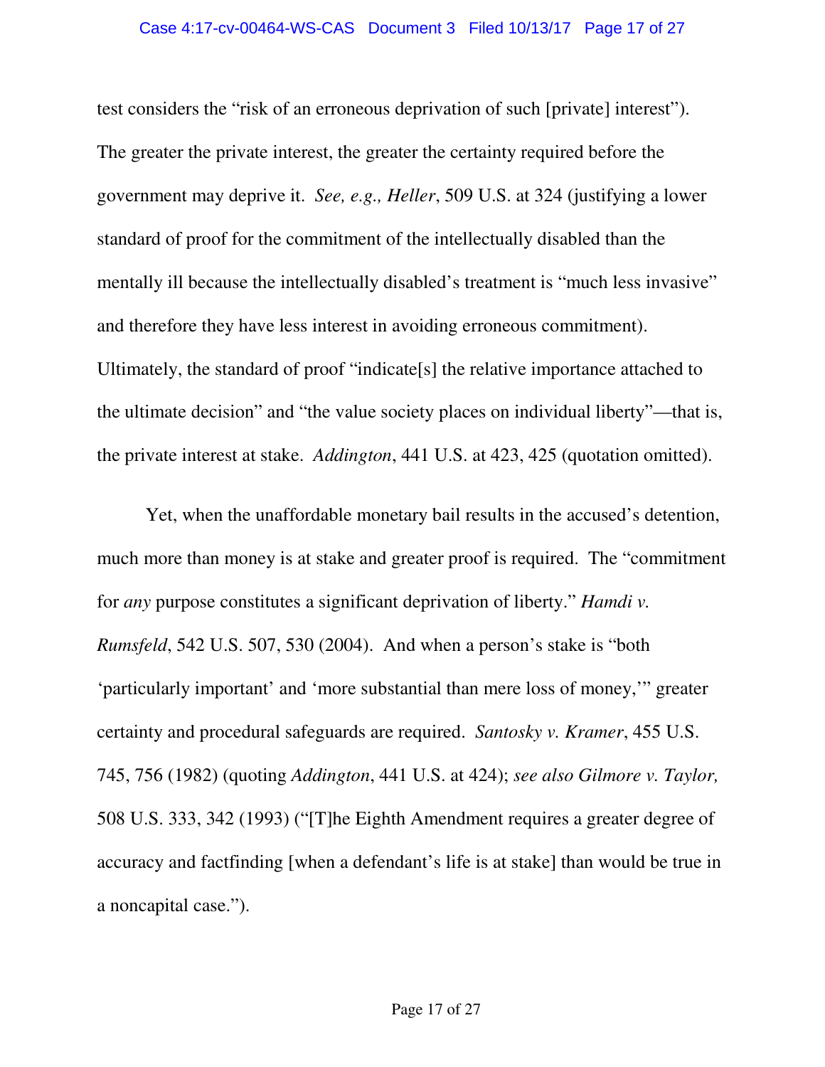test considers the "risk of an erroneous deprivation of such [private] interest"). The greater the private interest, the greater the certainty required before the government may deprive it. *See, e.g., Heller*, 509 U.S. at 324 (justifying a lower standard of proof for the commitment of the intellectually disabled than the mentally ill because the intellectually disabled's treatment is "much less invasive" and therefore they have less interest in avoiding erroneous commitment). Ultimately, the standard of proof "indicate[s] the relative importance attached to the ultimate decision" and "the value society places on individual liberty"—that is, the private interest at stake. *Addington*, 441 U.S. at 423, 425 (quotation omitted).

Yet, when the unaffordable monetary bail results in the accused's detention, much more than money is at stake and greater proof is required. The "commitment for *any* purpose constitutes a significant deprivation of liberty." *Hamdi v. Rumsfeld*, 542 U.S. 507, 530 (2004). And when a person's stake is "both 'particularly important' and 'more substantial than mere loss of money,'" greater certainty and procedural safeguards are required. *Santosky v. Kramer*, 455 U.S. 745, 756 (1982) (quoting *Addington*, 441 U.S. at 424); *see also Gilmore v. Taylor,* 508 U.S. 333, 342 (1993) ("[T]he Eighth Amendment requires a greater degree of accuracy and factfinding [when a defendant's life is at stake] than would be true in a noncapital case.").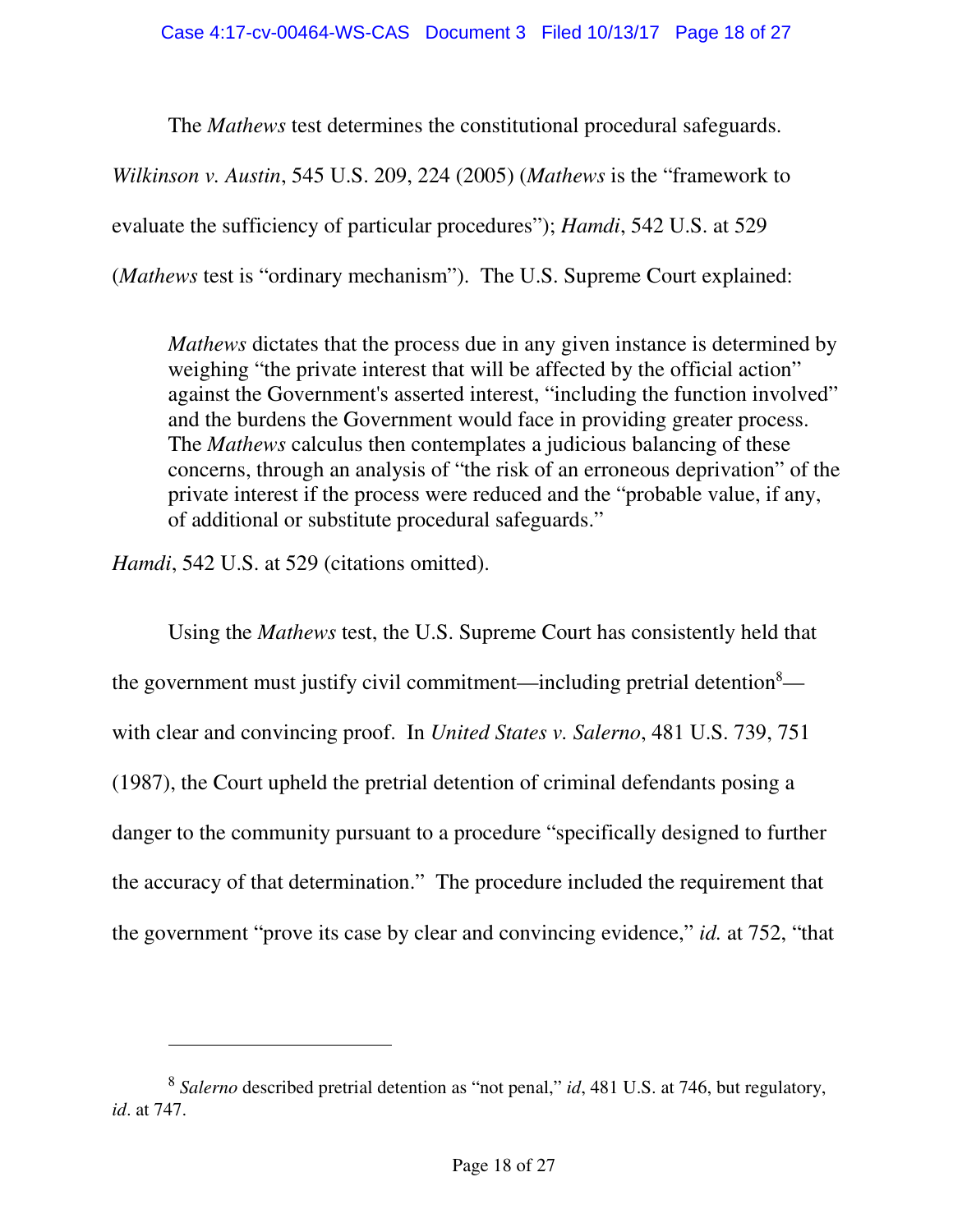The *Mathews* test determines the constitutional procedural safeguards. *Wilkinson v. Austin*, 545 U.S. 209, 224 (2005) (*Mathews* is the "framework to evaluate the sufficiency of particular procedures"); *Hamdi*, 542 U.S. at 529 (*Mathews* test is "ordinary mechanism"). The U.S. Supreme Court explained:

> *Mathews* dictates that the process due in any given instance is determined by weighing "the private interest that will be affected by the official action" against the Government's asserted interest, "including the function involved" and the burdens the Government would face in providing greater process. The *Mathews* calculus then contemplates a judicious balancing of these concerns, through an analysis of "the risk of an erroneous deprivation" of the private interest if the process were reduced and the "probable value, if any, of additional or substitute procedural safeguards."

*Hamdi*, 542 U.S. at 529 (citations omitted).

Using the *Mathews* test, the U.S. Supreme Court has consistently held that the government must justify civil commitment—including pretrial detention[8]—with clear and convincing proof. In *United States v. Salerno*, 481 U.S. 739, 751 (1987), the Court upheld the pretrial detention of criminal defendants posing a danger to the community pursuant to a procedure "specifically designed to further the accuracy of that determination." The procedure included the requirement that the government "prove its case by clear and convincing evidence," *id.* at 752, "that

---

[8] *Salerno* described pretrial detention as "not penal," *id*, 481 U.S. at 746, but regulatory, *id*. at 747.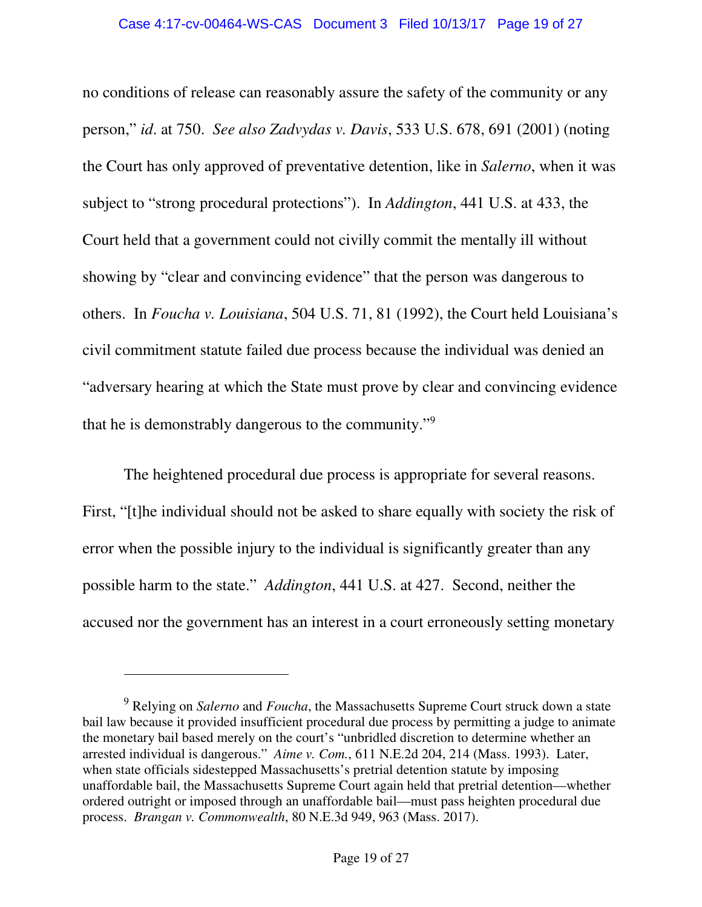no conditions of release can reasonably assure the safety of the community or any person," *id*. at 750. *See also Zadvydas v. Davis*, 533 U.S. 678, 691 (2001) (noting the Court has only approved of preventative detention, like in *Salerno*, when it was subject to "strong procedural protections"). In *Addington*, 441 U.S. at 433, the Court held that a government could not civilly commit the mentally ill without showing by "clear and convincing evidence" that the person was dangerous to others. In *Foucha v. Louisiana*, 504 U.S. 71, 81 (1992), the Court held Louisiana's civil commitment statute failed due process because the individual was denied an "adversary hearing at which the State must prove by clear and convincing evidence that he is demonstrably dangerous to the community."[9]

The heightened procedural due process is appropriate for several reasons. First, "[t]he individual should not be asked to share equally with society the risk of error when the possible injury to the individual is significantly greater than any possible harm to the state." *Addington*, 441 U.S. at 427. Second, neither the accused nor the government has an interest in a court erroneously setting monetary

---

[9] Relying on *Salerno* and *Foucha*, the Massachusetts Supreme Court struck down a state bail law because it provided insufficient procedural due process by permitting a judge to animate the monetary bail based merely on the court's "unbridled discretion to determine whether an arrested individual is dangerous." *Aime v. Com.*, 611 N.E.2d 204, 214 (Mass. 1993). Later, when state officials sidestepped Massachusetts's pretrial detention statute by imposing unaffordable bail, the Massachusetts Supreme Court again held that pretrial detention—whether ordered outright or imposed through an unaffordable bail—must pass heighten procedural due process. *Brangan v. Commonwealth*, 80 N.E.3d 949, 963 (Mass. 2017).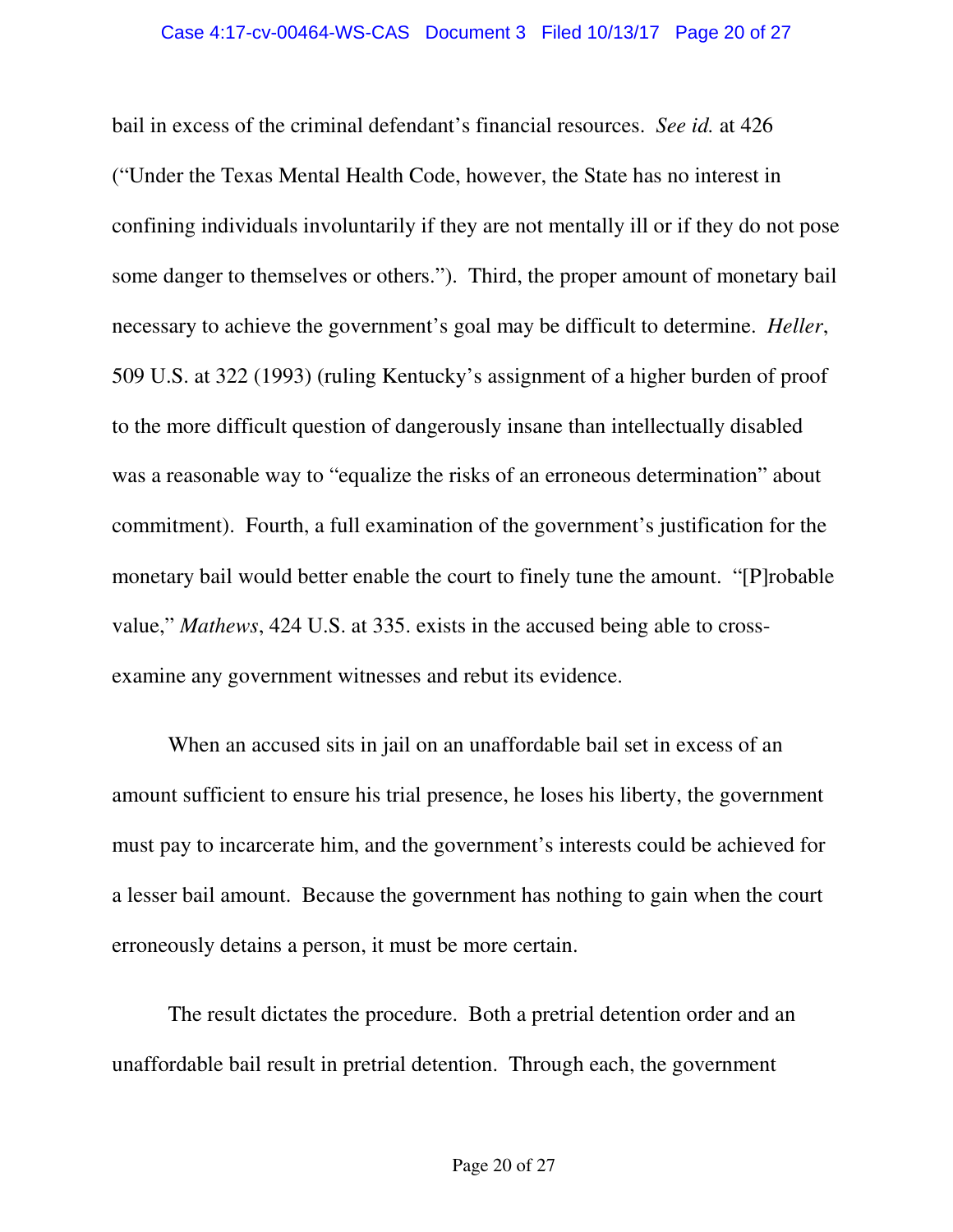bail in excess of the criminal defendant's financial resources. *See id.* at 426 ("Under the Texas Mental Health Code, however, the State has no interest in confining individuals involuntarily if they are not mentally ill or if they do not pose some danger to themselves or others."). Third, the proper amount of monetary bail necessary to achieve the government's goal may be difficult to determine. *Heller*, 509 U.S. at 322 (1993) (ruling Kentucky's assignment of a higher burden of proof to the more difficult question of dangerously insane than intellectually disabled was a reasonable way to "equalize the risks of an erroneous determination" about commitment). Fourth, a full examination of the government's justification for the monetary bail would better enable the court to finely tune the amount. "[P]robable value," *Mathews*, 424 U.S. at 335. exists in the accused being able to cross-examine any government witnesses and rebut its evidence.

When an accused sits in jail on an unaffordable bail set in excess of an amount sufficient to ensure his trial presence, he loses his liberty, the government must pay to incarcerate him, and the government's interests could be achieved for a lesser bail amount. Because the government has nothing to gain when the court erroneously detains a person, it must be more certain.

The result dictates the procedure. Both a pretrial detention order and an unaffordable bail result in pretrial detention. Through each, the government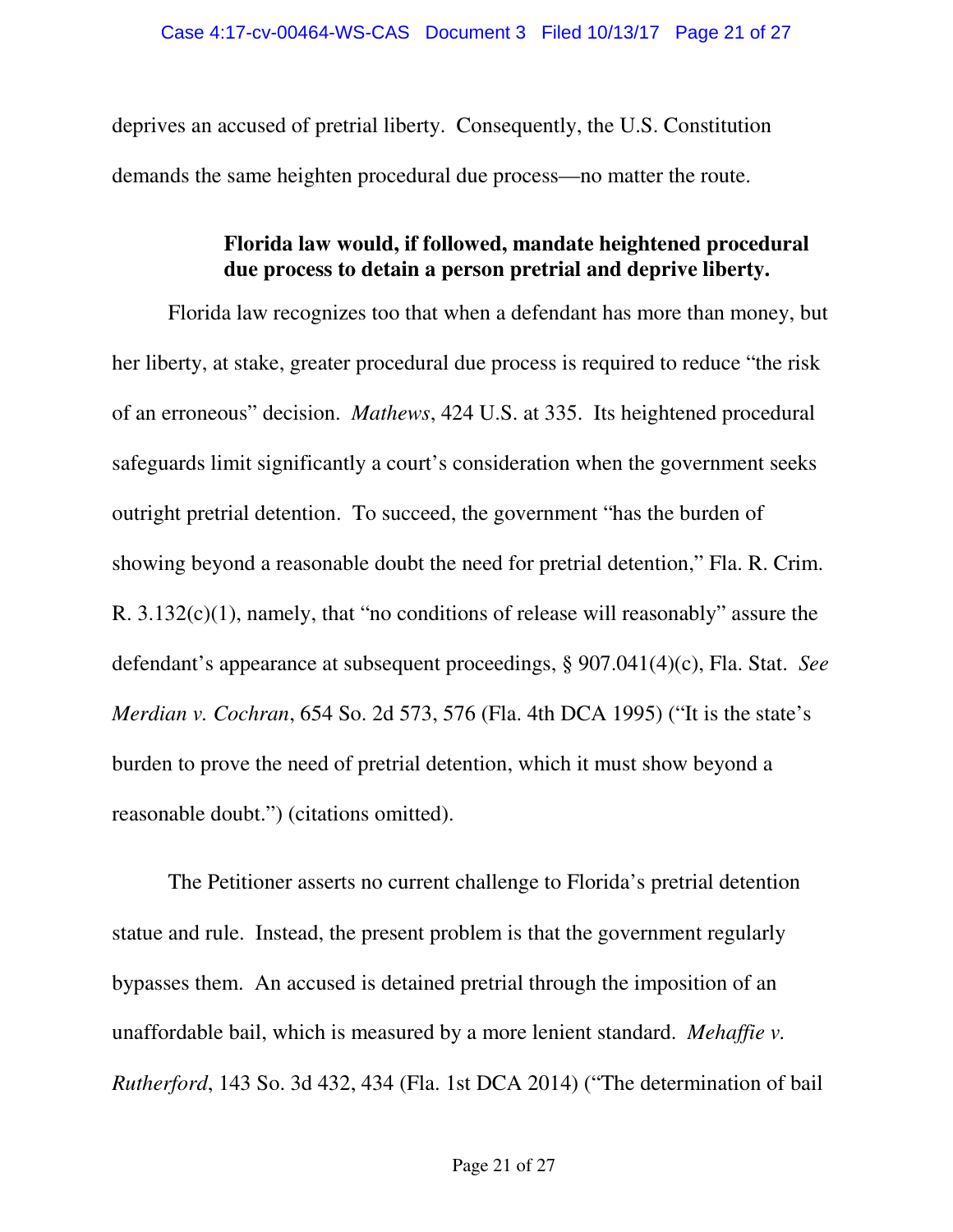deprives an accused of pretrial liberty. Consequently, the U.S. Constitution demands the same heighten procedural due process—no matter the route.

### Florida law would, if followed, mandate heightened procedural due process to detain a person pretrial and deprive liberty.

Florida law recognizes too that when a defendant has more than money, but her liberty, at stake, greater procedural due process is required to reduce "the risk of an erroneous" decision. *Mathews*, 424 U.S. at 335. Its heightened procedural safeguards limit significantly a court's consideration when the government seeks outright pretrial detention. To succeed, the government "has the burden of showing beyond a reasonable doubt the need for pretrial detention," Fla. R. Crim. R. 3.132(c)(1), namely, that "no conditions of release will reasonably" assure the defendant's appearance at subsequent proceedings, § 907.041(4)(c), Fla. Stat. *See Merdian v. Cochran*, 654 So. 2d 573, 576 (Fla. 4th DCA 1995) ("It is the state's burden to prove the need of pretrial detention, which it must show beyond a reasonable doubt.") (citations omitted).

The Petitioner asserts no current challenge to Florida's pretrial detention statue and rule. Instead, the present problem is that the government regularly bypasses them. An accused is detained pretrial through the imposition of an unaffordable bail, which is measured by a more lenient standard. *Mehaffie v. Rutherford*, 143 So. 3d 432, 434 (Fla. 1st DCA 2014) ("The determination of bail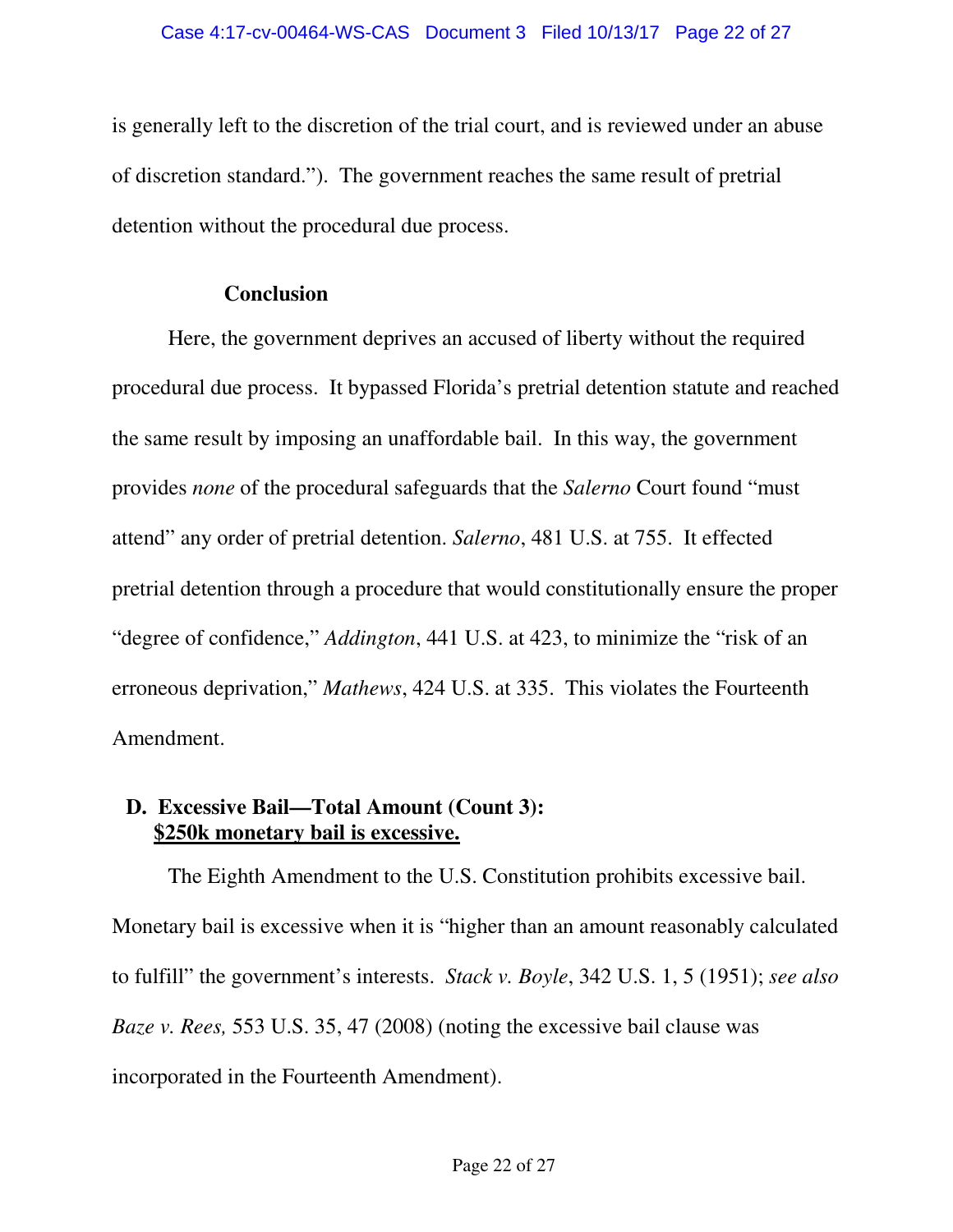is generally left to the discretion of the trial court, and is reviewed under an abuse of discretion standard."). The government reaches the same result of pretrial detention without the procedural due process.

**Conclusion**

Here, the government deprives an accused of liberty without the required procedural due process. It bypassed Florida's pretrial detention statute and reached the same result by imposing an unaffordable bail. In this way, the government provides *none* of the procedural safeguards that the *Salerno* Court found "must attend" any order of pretrial detention. *Salerno*, 481 U.S. at 755. It effected pretrial detention through a procedure that would constitutionally ensure the proper "degree of confidence," *Addington*, 441 U.S. at 423, to minimize the "risk of an erroneous deprivation," *Mathews*, 424 U.S. at 335. This violates the Fourteenth Amendment.

### D. Excessive Bail—Total Amount (Count 3): <u>$250k monetary bail is excessive.</u>

The Eighth Amendment to the U.S. Constitution prohibits excessive bail. Monetary bail is excessive when it is "higher than an amount reasonably calculated to fulfill" the government's interests. *Stack v. Boyle*, 342 U.S. 1, 5 (1951); *see also Baze v. Rees,* 553 U.S. 35, 47 (2008) (noting the excessive bail clause was incorporated in the Fourteenth Amendment).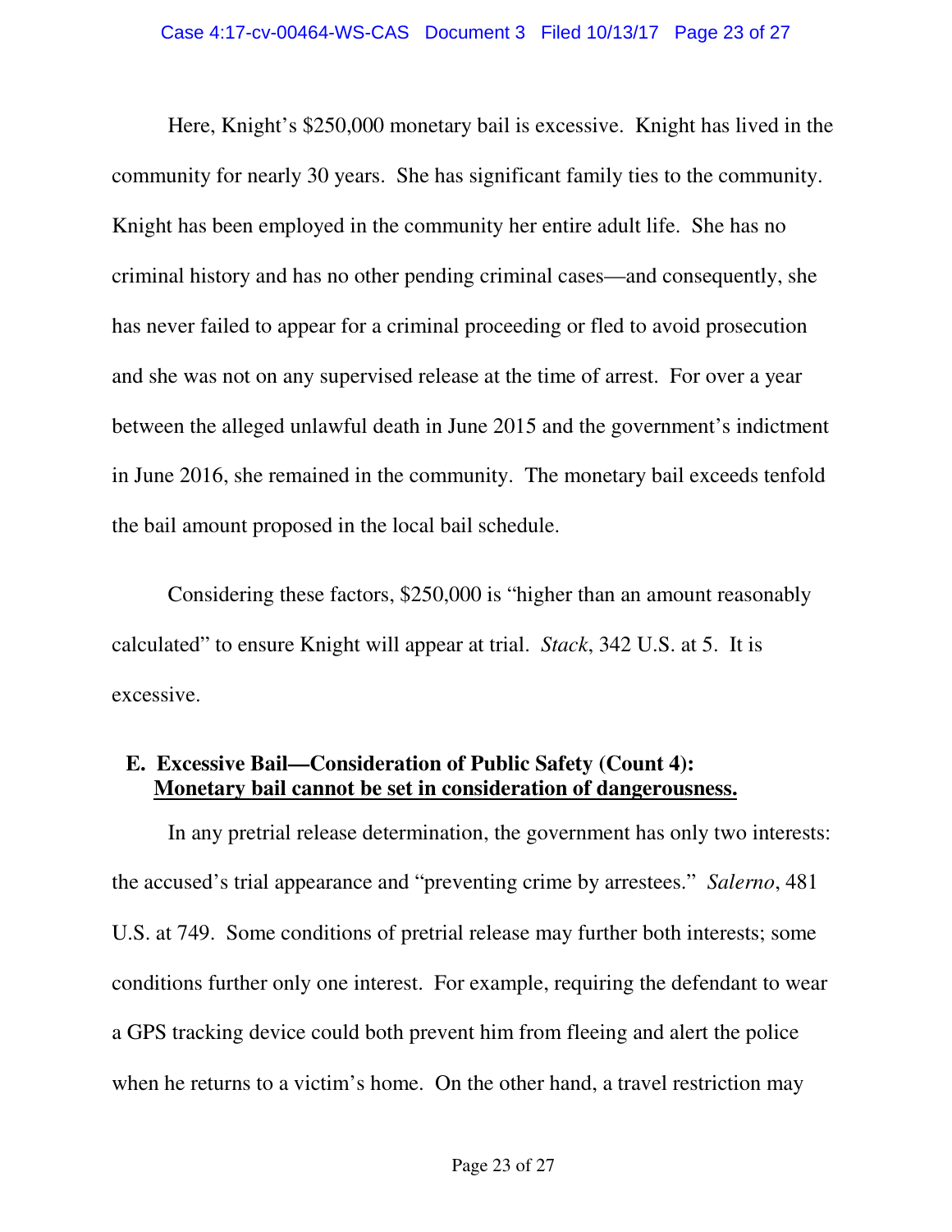Here, Knight's $250,000 monetary bail is excessive. Knight has lived in the community for nearly 30 years. She has significant family ties to the community. Knight has been employed in the community her entire adult life. She has no criminal history and has no other pending criminal cases—and consequently, she has never failed to appear for a criminal proceeding or fled to avoid prosecution and she was not on any supervised release at the time of arrest. For over a year between the alleged unlawful death in June 2015 and the government's indictment in June 2016, she remained in the community. The monetary bail exceeds tenfold the bail amount proposed in the local bail schedule.

Considering these factors, $250,000 is "higher than an amount reasonably calculated" to ensure Knight will appear at trial. *Stack*, 342 U.S. at 5. It is excessive.

### E. Excessive Bail—Consideration of Public Safety (Count 4): <u>Monetary bail cannot be set in consideration of dangerousness.</u>

In any pretrial release determination, the government has only two interests: the accused's trial appearance and "preventing crime by arrestees." *Salerno*, 481 U.S. at 749. Some conditions of pretrial release may further both interests; some conditions further only one interest. For example, requiring the defendant to wear a GPS tracking device could both prevent him from fleeing and alert the police when he returns to a victim's home. On the other hand, a travel restriction may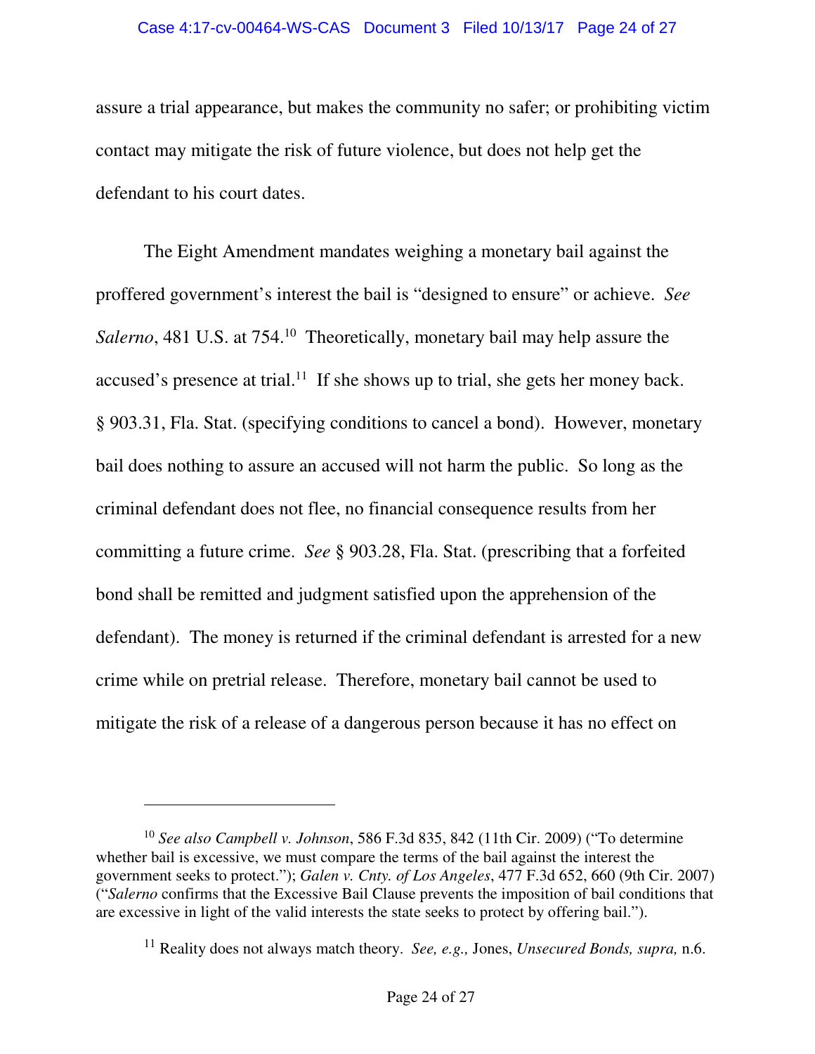assure a trial appearance, but makes the community no safer; or prohibiting victim contact may mitigate the risk of future violence, but does not help get the defendant to his court dates.

The Eight Amendment mandates weighing a monetary bail against the proffered government's interest the bail is "designed to ensure" or achieve. *See Salerno*, 481 U.S. at 754.[10] Theoretically, monetary bail may help assure the accused's presence at trial.[11] If she shows up to trial, she gets her money back. § 903.31, Fla. Stat. (specifying conditions to cancel a bond). However, monetary bail does nothing to assure an accused will not harm the public. So long as the criminal defendant does not flee, no financial consequence results from her committing a future crime. *See* § 903.28, Fla. Stat. (prescribing that a forfeited bond shall be remitted and judgment satisfied upon the apprehension of the defendant). The money is returned if the criminal defendant is arrested for a new crime while on pretrial release. Therefore, monetary bail cannot be used to mitigate the risk of a release of a dangerous person because it has no effect on

---

[10] *See also Campbell v. Johnson*, 586 F.3d 835, 842 (11th Cir. 2009) ("To determine whether bail is excessive, we must compare the terms of the bail against the interest the government seeks to protect."); *Galen v. Cnty. of Los Angeles*, 477 F.3d 652, 660 (9th Cir. 2007) ("*Salerno* confirms that the Excessive Bail Clause prevents the imposition of bail conditions that are excessive in light of the valid interests the state seeks to protect by offering bail.").

[11] Reality does not always match theory. *See, e.g.,* Jones, *Unsecured Bonds, supra,* n.6.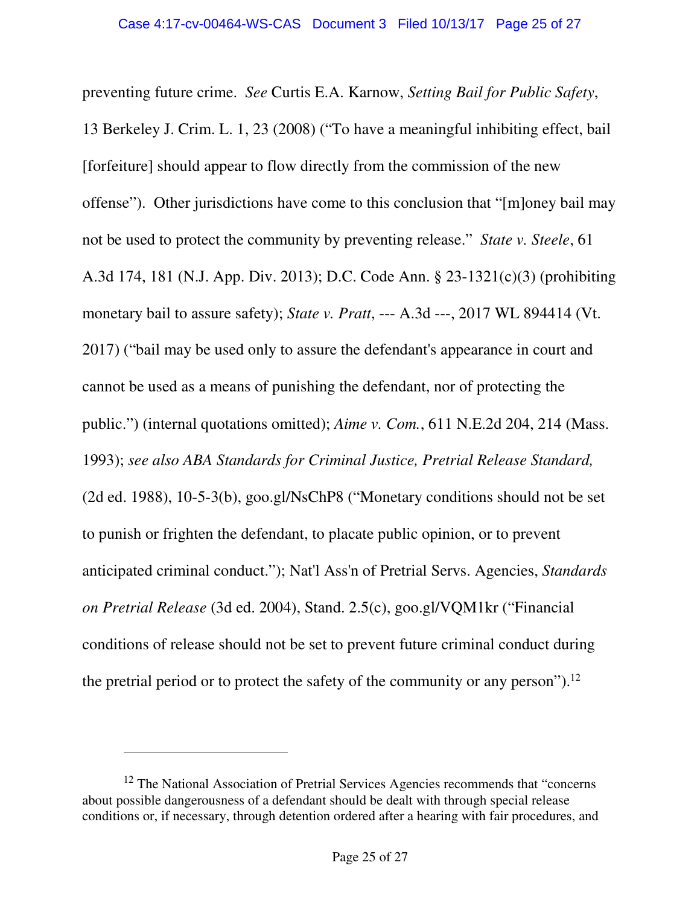preventing future crime. *See* Curtis E.A. Karnow, *Setting Bail for Public Safety*, 13 Berkeley J. Crim. L. 1, 23 (2008) ("To have a meaningful inhibiting effect, bail [forfeiture] should appear to flow directly from the commission of the new offense"). Other jurisdictions have come to this conclusion that "[m]oney bail may not be used to protect the community by preventing release." *State v. Steele*, 61 A.3d 174, 181 (N.J. App. Div. 2013); D.C. Code Ann. § 23-1321(c)(3) (prohibiting monetary bail to assure safety); *State v. Pratt*, --- A.3d ---, 2017 WL 894414 (Vt. 2017) ("bail may be used only to assure the defendant's appearance in court and cannot be used as a means of punishing the defendant, nor of protecting the public.") (internal quotations omitted); *Aime v. Com.*, 611 N.E.2d 204, 214 (Mass. 1993); *see also ABA Standards for Criminal Justice, Pretrial Release Standard,* (2d ed. 1988), 10-5-3(b), goo.gl/NsChP8 ("Monetary conditions should not be set to punish or frighten the defendant, to placate public opinion, or to prevent anticipated criminal conduct."); Nat'l Ass'n of Pretrial Servs. Agencies, *Standards on Pretrial Release* (3d ed. 2004), Stand. 2.5(c), goo.gl/VQM1kr ("Financial conditions of release should not be set to prevent future criminal conduct during the pretrial period or to protect the safety of the community or any person").[12]

---

[12] The National Association of Pretrial Services Agencies recommends that "concerns about possible dangerousness of a defendant should be dealt with through special release conditions or, if necessary, through detention ordered after a hearing with fair procedures, and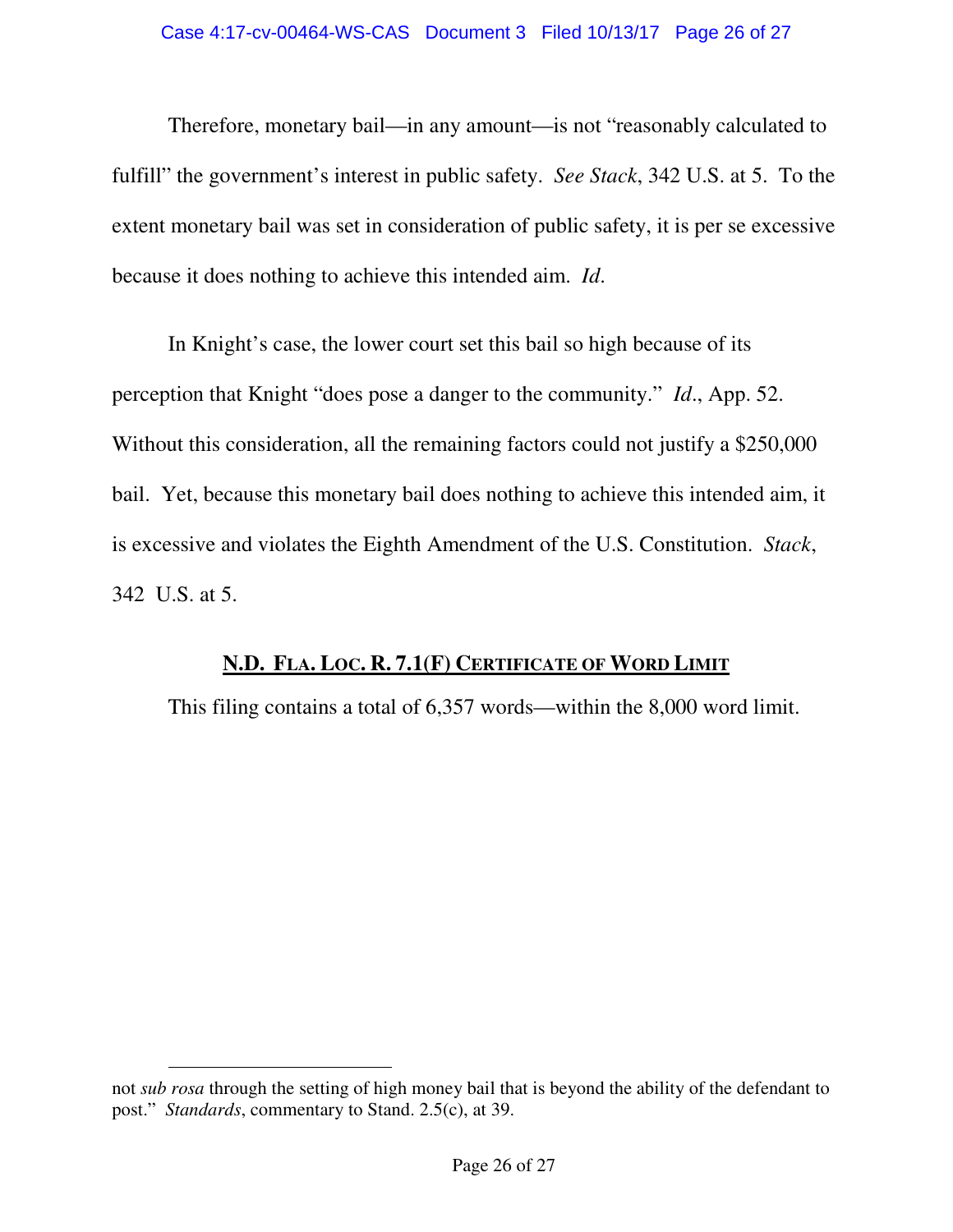Therefore, monetary bail—in any amount—is not "reasonably calculated to fulfill" the government's interest in public safety. *See Stack*, 342 U.S. at 5. To the extent monetary bail was set in consideration of public safety, it is per se excessive because it does nothing to achieve this intended aim. *Id*.

In Knight's case, the lower court set this bail so high because of its perception that Knight "does pose a danger to the community." *Id*., App. 52. Without this consideration, all the remaining factors could not justify a $250,000 bail. Yet, because this monetary bail does nothing to achieve this intended aim, it is excessive and violates the Eighth Amendment of the U.S. Constitution. *Stack*, 342 U.S. at 5.

## N.D. FLA. LOC. R. 7.1(F) CERTIFICATE OF WORD LIMIT

This filing contains a total of 6,357 words—within the 8,000 word limit.

---

not *sub rosa* through the setting of high money bail that is beyond the ability of the defendant to post." *Standards*, commentary to Stand. 2.5(c), at 39.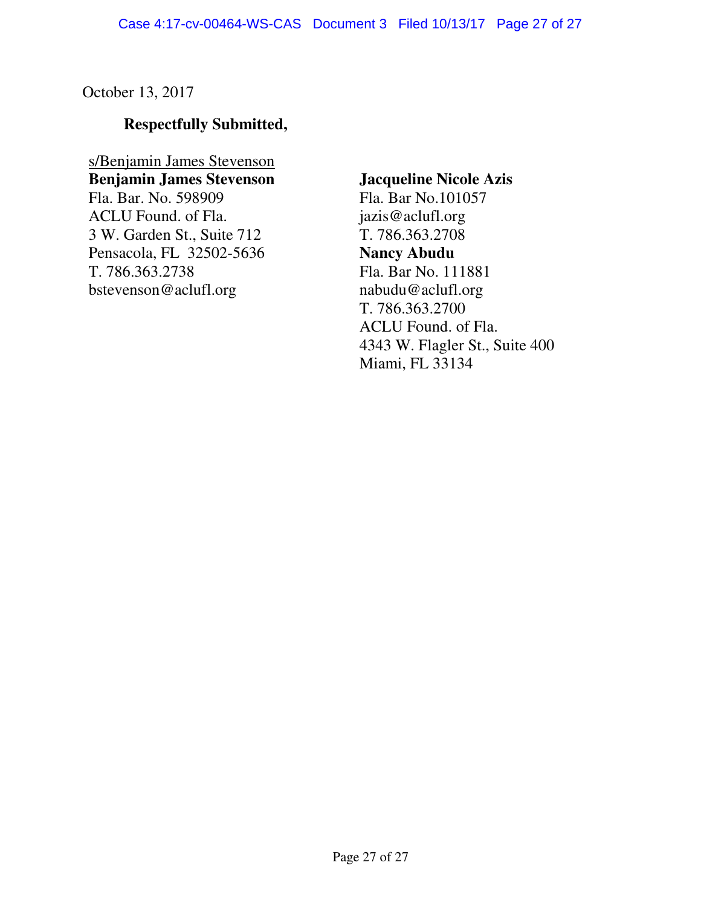October 13, 2017

**Respectfully Submitted,**

s/Benjamin James Stevenson
**Benjamin James Stevenson**
Fla. Bar. No. 598909
ACLU Found. of Fla.
3 W. Garden St., Suite 712
Pensacola, FL 32502-5636
T. 786.363.2738
bstevenson@aclufl.org

**Jacqueline Nicole Azis**
Fla. Bar No.101057
jazis@aclufl.org
T. 786.363.2708
**Nancy Abudu**
Fla. Bar No. 111881
nabudu@aclufl.org
T. 786.363.2700
ACLU Found. of Fla.
4343 W. Flagler St., Suite 400
Miami, FL 33134